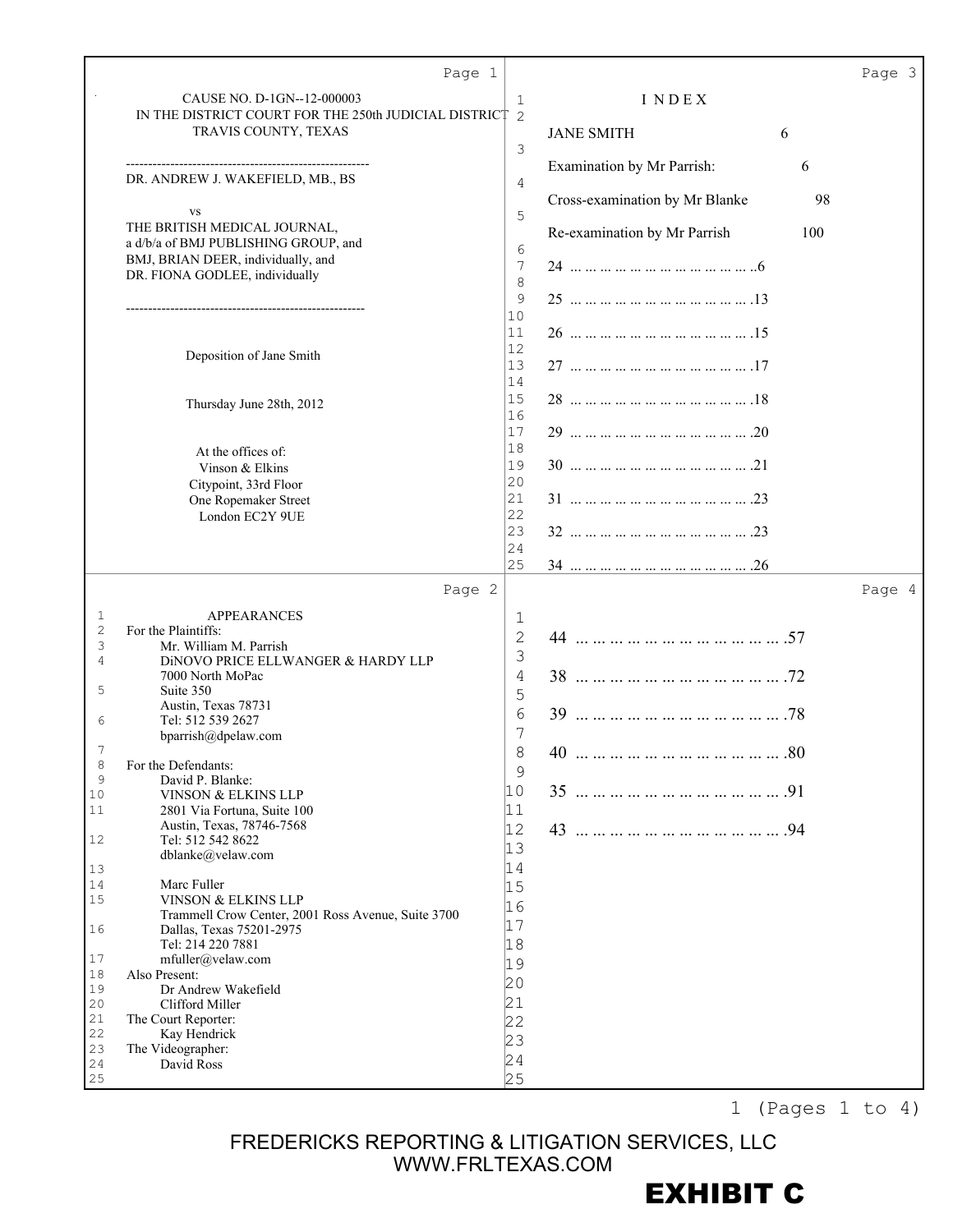CAUSE NO. D-1GN--12-000003
IN THE DISTRICT COURT FOR THE 250th JUDICIAL DISTRICT
TRAVIS COUNTY, TEXAS

---

DR. ANDREW J. WAKEFIELD, MB., BS

vs

THE BRITISH MEDICAL JOURNAL,
a d/b/a of BMJ PUBLISHING GROUP, and
BMJ, BRIAN DEER, individually, and
DR. FIONA GODLEE, individually

---

Deposition of Jane Smith

Thursday June 28th, 2012

At the offices of:
Vinson & Elkins
Citypoint, 33rd Floor
One Ropemaker Street
London EC2Y 9UE

## APPEARANCES

For the Plaintiffs:
Mr. William M. Parrish
DiNOVO PRICE ELLWANGER & HARDY LLP
7000 North MoPac
Suite 350
Austin, Texas 78731
Tel: 512 539 2627
bparrish@dpelaw.com

For the Defendants:
David P. Blanke:
VINSON & ELKINS LLP
2801 Via Fortuna, Suite 100
Austin, Texas, 78746-7568
Tel: 512 542 8622
dblanke@velaw.com

Marc Fuller
VINSON & ELKINS LLP
Trammell Crow Center, 2001 Ross Avenue, Suite 3700
Dallas, Texas 75201-2975
Tel: 214 220 7881
mfuller@velaw.com

Also Present:
Dr Andrew Wakefield
Clifford Miller

The Court Reporter:
Kay Hendrick

The Videographer:
David Ross

## INDEX

| | |
|---|---|
| JANE SMITH | 6 |
| Examination by Mr Parrish: | 6 |
| Cross-examination by Mr Blanke | 98 |
| Re-examination by Mr Parrish | 100 |
| 24 | 6 |
| 25 | 13 |
| 26 | 15 |
| 27 | 17 |
| 28 | 18 |
| 29 | 20 |
| 30 | 21 |
| 31 | 23 |
| 32 | 23 |
| 34 | 26 |
| 44 | 57 |
| 38 | 72 |
| 39 | 78 |
| 40 | 80 |
| 35 | 91 |
| 43 | 94 |

FREDERICKS REPORTING & LITIGATION SERVICES, LLC
WWW.FRLTEXAS.COM

**EXHIBIT C**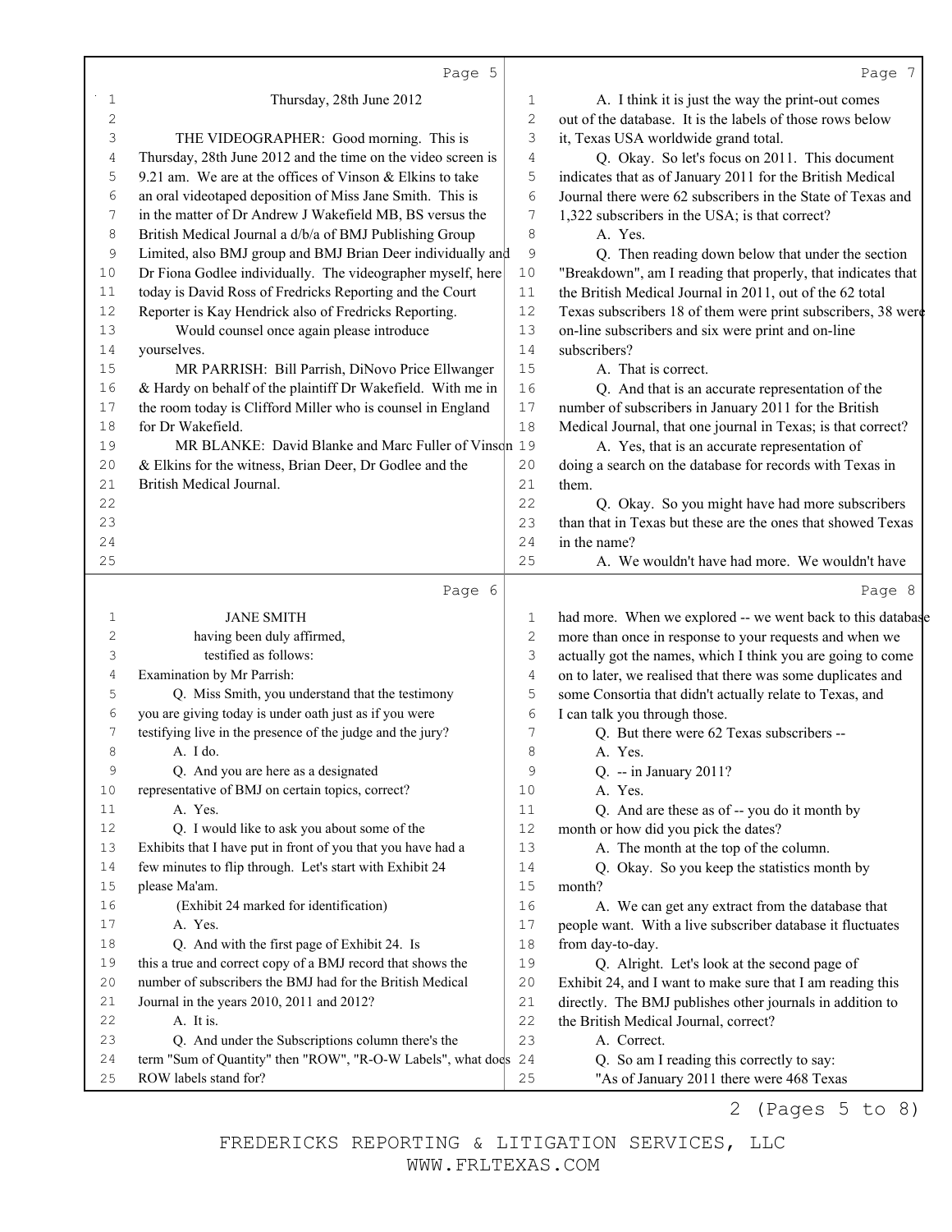Thursday, 28th June 2012

THE VIDEOGRAPHER: Good morning. This is Thursday, 28th June 2012 and the time on the video screen is 9.21 am. We are at the offices of Vinson & Elkins to take an oral videotaped deposition of Miss Jane Smith. This is in the matter of Dr Andrew J Wakefield MB, BS versus the British Medical Journal a d/b/a of BMJ Publishing Group Limited, also BMJ group and BMJ Brian Deer individually and Dr Fiona Godlee individually. The videographer myself, here today is David Ross of Fredricks Reporting and the Court Reporter is Kay Hendrick also of Fredricks Reporting.

Would counsel once again please introduce yourselves.

MR PARRISH: Bill Parrish, DiNovo Price Ellwanger & Hardy on behalf of the plaintiff Dr Wakefield. With me in the room today is Clifford Miller who is counsel in England for Dr Wakefield.

MR BLANKE: David Blanke and Marc Fuller of Vinson & Elkins for the witness, Brian Deer, Dr Godlee and the British Medical Journal.

JANE SMITH
having been duly affirmed,
testified as follows:

Examination by Mr Parrish:

Q. Miss Smith, you understand that the testimony you are giving today is under oath just as if you were testifying live in the presence of the judge and the jury?

A. I do.

Q. And you are here as a designated representative of BMJ on certain topics, correct?

A. Yes.

Q. I would like to ask you about some of the Exhibits that I have put in front of you that you have had a few minutes to flip through. Let's start with Exhibit 24 please Ma'am.

(Exhibit 24 marked for identification)

A. Yes.

Q. And with the first page of Exhibit 24. Is this a true and correct copy of a BMJ record that shows the number of subscribers the BMJ had for the British Medical Journal in the years 2010, 2011 and 2012?

A. It is.

Q. And under the Subscriptions column there's the term "Sum of Quantity" then "ROW", "R-O-W Labels", what does ROW labels stand for?

A. I think it is just the way the print-out comes out of the database. It is the labels of those rows below it, Texas USA worldwide grand total.

Q. Okay. So let's focus on 2011. This document indicates that as of January 2011 for the British Medical Journal there were 62 subscribers in the State of Texas and 1,322 subscribers in the USA; is that correct?

A. Yes.

Q. Then reading down below that under the section "Breakdown", am I reading that properly, that indicates that the British Medical Journal in 2011, out of the 62 total Texas subscribers 18 of them were print subscribers, 38 were on-line subscribers and six were print and on-line subscribers?

A. That is correct.

Q. And that is an accurate representation of the number of subscribers in January 2011 for the British Medical Journal, that one journal in Texas; is that correct?

A. Yes, that is an accurate representation of doing a search on the database for records with Texas in them.

Q. Okay. So you might have had more subscribers than that in Texas but these are the ones that showed Texas in the name?

A. We wouldn't have had more. We wouldn't have had more. When we explored -- we went back to this database more than once in response to your requests and when we actually got the names, which I think you are going to come on to later, we realised that there was some duplicates and some Consortia that didn't actually relate to Texas, and I can talk you through those.

Q. But there were 62 Texas subscribers --

A. Yes.

Q. -- in January 2011?

A. Yes.

Q. And are these as of -- you do it month by month or how did you pick the dates?

A. The month at the top of the column.

Q. Okay. So you keep the statistics month by month?

A. We can get any extract from the database that people want. With a live subscriber database it fluctuates from day-to-day.

Q. Alright. Let's look at the second page of Exhibit 24, and I want to make sure that I am reading this directly. The BMJ publishes other journals in addition to the British Medical Journal, correct?

A. Correct.

Q. So am I reading this correctly to say:

"As of January 2011 there were 468 Texas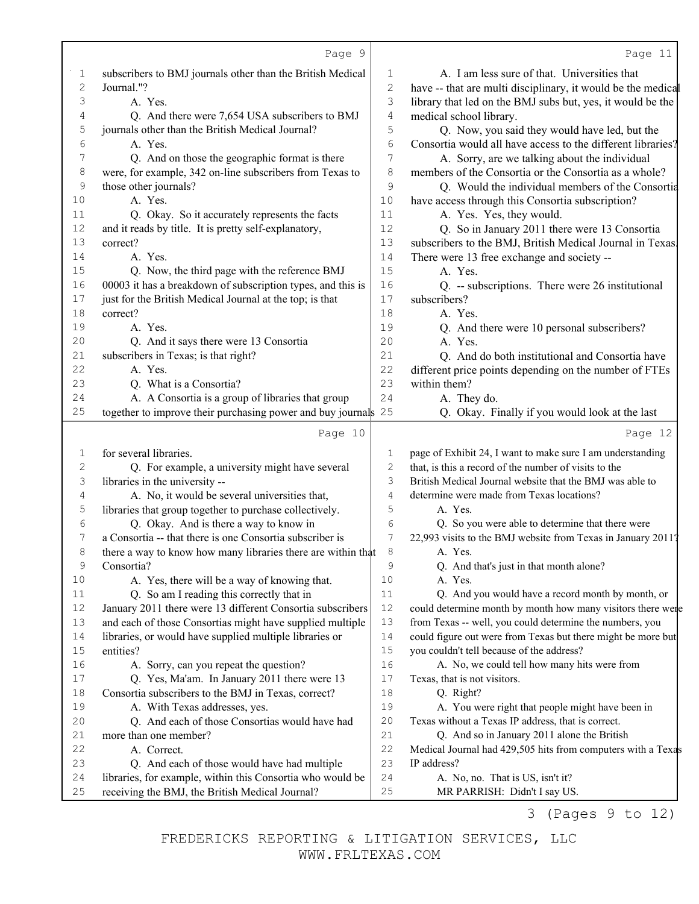subscribers to BMJ journals other than the British Medical Journal."?

A. Yes.

Q. And there were 7,654 USA subscribers to BMJ journals other than the British Medical Journal?

A. Yes.

Q. And on those the geographic format is there were, for example, 342 on-line subscribers from Texas to those other journals?

A. Yes.

Q. Okay. So it accurately represents the facts and it reads by title. It is pretty self-explanatory, correct?

A. Yes.

Q. Now, the third page with the reference BMJ 00003 it has a breakdown of subscription types, and this is just for the British Medical Journal at the top; is that correct?

A. Yes.

Q. And it says there were 13 Consortia subscribers in Texas; is that right?

A. Yes.

Q. What is a Consortia?

A. A Consortia is a group of libraries that group together to improve their purchasing power and buy journals for several libraries.

Q. For example, a university might have several libraries in the university --

A. No, it would be several universities that, libraries that group together to purchase collectively.

Q. Okay. And is there a way to know in a Consortia -- that there is one Consortia subscriber is there a way to know how many libraries there are within that Consortia?

A. Yes, there will be a way of knowing that.

Q. So am I reading this correctly that in January 2011 there were 13 different Consortia subscribers and each of those Consortias might have supplied multiple libraries, or would have supplied multiple libraries or entities?

A. Sorry, can you repeat the question?

Q. Yes, Ma'am. In January 2011 there were 13 Consortia subscribers to the BMJ in Texas, correct?

A. With Texas addresses, yes.

Q. And each of those Consortias would have had more than one member?

A. Correct.

Q. And each of those would have had multiple libraries, for example, within this Consortia who would be receiving the BMJ, the British Medical Journal?

A. I am less sure of that. Universities that have -- that are multi disciplinary, it would be the medical library that led on the BMJ subs but, yes, it would be the medical school library.

Q. Now, you said they would have led, but the Consortia would all have access to the different libraries?

A. Sorry, are we talking about the individual members of the Consortia or the Consortia as a whole?

Q. Would the individual members of the Consortia have access through this Consortia subscription?

A. Yes. Yes, they would.

Q. So in January 2011 there were 13 Consortia subscribers to the BMJ, British Medical Journal in Texas. There were 13 free exchange and society --

A. Yes.

Q. -- subscriptions. There were 26 institutional subscribers?

A. Yes.

Q. And there were 10 personal subscribers?

A. Yes.

Q. And do both institutional and Consortia have different price points depending on the number of FTEs within them?

A. They do.

Q. Okay. Finally if you would look at the last page of Exhibit 24, I want to make sure I am understanding that, is this a record of the number of visits to the British Medical Journal website that the BMJ was able to determine were made from Texas locations?

A. Yes.

Q. So you were able to determine that there were 22,993 visits to the BMJ website from Texas in January 2011?

A. Yes.

Q. And that's just in that month alone?

A. Yes.

Q. And you would have a record month by month, or could determine month by month how many visitors there were from Texas -- well, you could determine the numbers, you could figure out were from Texas but there might be more but you couldn't tell because of the address?

A. No, we could tell how many hits were from Texas, that is not visitors.

Q. Right?

A. You were right that people might have been in Texas without a Texas IP address, that is correct.

Q. And so in January 2011 alone the British Medical Journal had 429,505 hits from computers with a Texas IP address?

A. No, no. That is US, isn't it?

MR PARRISH: Didn't I say US.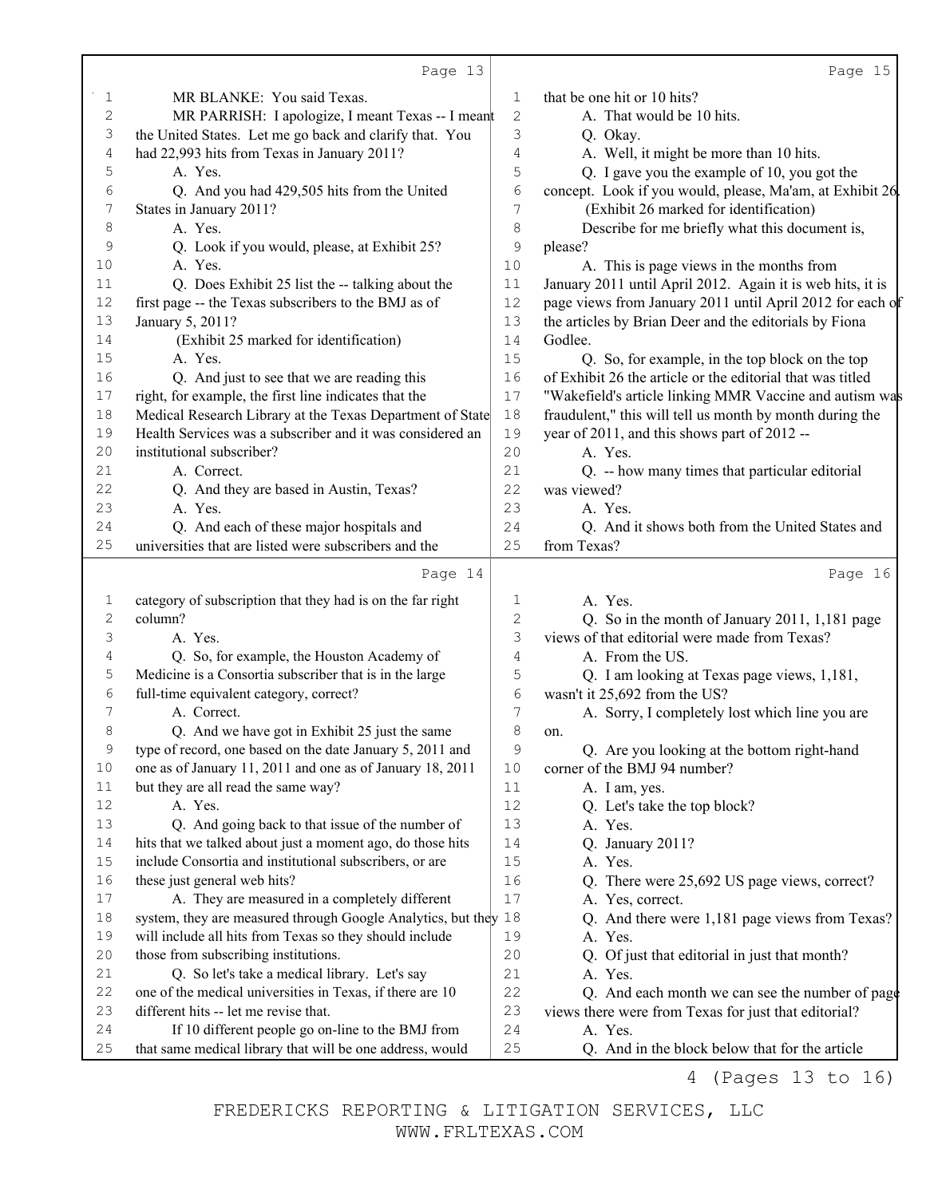MR BLANKE: You said Texas.

MR PARRISH: I apologize, I meant Texas -- I meant the United States. Let me go back and clarify that. You had 22,993 hits from Texas in January 2011?

A. Yes.

Q. And you had 429,505 hits from the United States in January 2011?

A. Yes.

Q. Look if you would, please, at Exhibit 25?

A. Yes.

Q. Does Exhibit 25 list the -- talking about the first page -- the Texas subscribers to the BMJ as of January 5, 2011?

(Exhibit 25 marked for identification)

A. Yes.

Q. And just to see that we are reading this right, for example, the first line indicates that the Medical Research Library at the Texas Department of State Health Services was a subscriber and it was considered an institutional subscriber?

A. Correct.

Q. And they are based in Austin, Texas?

A. Yes.

Q. And each of these major hospitals and universities that are listed were subscribers and the category of subscription that they had is on the far right column?

A. Yes.

Q. So, for example, the Houston Academy of Medicine is a Consortia subscriber that is in the large full-time equivalent category, correct?

A. Correct.

Q. And we have got in Exhibit 25 just the same type of record, one based on the date January 5, 2011 and one as of January 11, 2011 and one as of January 18, 2011 but they are all read the same way?

A. Yes.

Q. And going back to that issue of the number of hits that we talked about just a moment ago, do those hits include Consortia and institutional subscribers, or are these just general web hits?

A. They are measured in a completely different system, they are measured through Google Analytics, but they will include all hits from Texas so they should include those from subscribing institutions.

Q. So let's take a medical library. Let's say one of the medical universities in Texas, if there are 10 different hits -- let me revise that.

If 10 different people go on-line to the BMJ from that same medical library that will be one address, would that be one hit or 10 hits?

A. That would be 10 hits.

Q. Okay.

A. Well, it might be more than 10 hits.

Q. I gave you the example of 10, you got the concept. Look if you would, please, Ma'am, at Exhibit 26.

(Exhibit 26 marked for identification)

Describe for me briefly what this document is, please?

A. This is page views in the months from January 2011 until April 2012. Again it is web hits, it is page views from January 2011 until April 2012 for each of the articles by Brian Deer and the editorials by Fiona Godlee.

Q. So, for example, in the top block on the top of Exhibit 26 the article or the editorial that was titled "Wakefield's article linking MMR Vaccine and autism was fraudulent," this will tell us month by month during the year of 2011, and this shows part of 2012 --

A. Yes.

Q. -- how many times that particular editorial was viewed?

A. Yes.

Q. And it shows both from the United States and from Texas?

A. Yes.

Q. So in the month of January 2011, 1,181 page views of that editorial were made from Texas?

A. From the US.

Q. I am looking at Texas page views, 1,181, wasn't it 25,692 from the US?

A. Sorry, I completely lost which line you are on.

Q. Are you looking at the bottom right-hand corner of the BMJ 94 number?

A. I am, yes.

Q. Let's take the top block?

A. Yes.

Q. January 2011?

A. Yes.

Q. There were 25,692 US page views, correct?

A. Yes, correct.

Q. And there were 1,181 page views from Texas?

A. Yes.

Q. Of just that editorial in just that month?

A. Yes.

Q. And each month we can see the number of page views there were from Texas for just that editorial?

A. Yes.

Q. And in the block below that for the article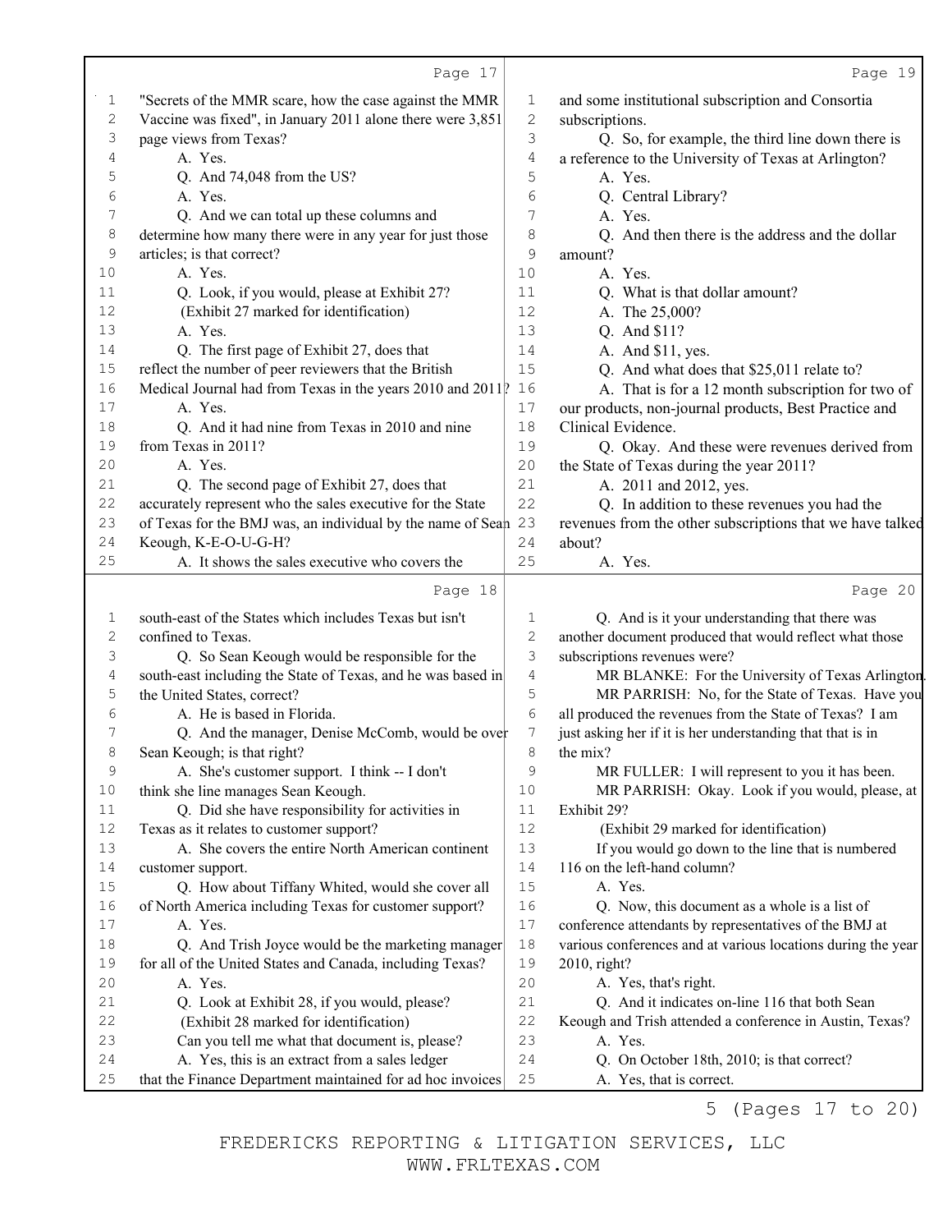Page 17

1 "Secrets of the MMR scare, how the case against the MMR
2 Vaccine was fixed", in January 2011 alone there were 3,851
3 page views from Texas?
4 A. Yes.
5 Q. And 74,048 from the US?
6 A. Yes.
7 Q. And we can total up these columns and
8 determine how many there were in any year for just those
9 articles; is that correct?
10 A. Yes.
11 Q. Look, if you would, please at Exhibit 27?
12 (Exhibit 27 marked for identification)
13 A. Yes.
14 Q. The first page of Exhibit 27, does that
15 reflect the number of peer reviewers that the British
16 Medical Journal had from Texas in the years 2010 and 2011?
17 A. Yes.
18 Q. And it had nine from Texas in 2010 and nine
19 from Texas in 2011?
20 A. Yes.
21 Q. The second page of Exhibit 27, does that
22 accurately represent who the sales executive for the State
23 of Texas for the BMJ was, an individual by the name of Sean
24 Keough, K-E-O-U-G-H?
25 A. It shows the sales executive who covers the

Page 18

1 south-east of the States which includes Texas but isn't
2 confined to Texas.
3 Q. So Sean Keough would be responsible for the
4 south-east including the State of Texas, and he was based in
5 the United States, correct?
6 A. He is based in Florida.
7 Q. And the manager, Denise McComb, would be over
8 Sean Keough; is that right?
9 A. She's customer support. I think -- I don't
10 think she line manages Sean Keough.
11 Q. Did she have responsibility for activities in
12 Texas as it relates to customer support?
13 A. She covers the entire North American continent
14 customer support.
15 Q. How about Tiffany Whited, would she cover all
16 of North America including Texas for customer support?
17 A. Yes.
18 Q. And Trish Joyce would be the marketing manager
19 for all of the United States and Canada, including Texas?
20 A. Yes.
21 Q. Look at Exhibit 28, if you would, please?
22 (Exhibit 28 marked for identification)
23 Can you tell me what that document is, please?
24 A. Yes, this is an extract from a sales ledger
25 that the Finance Department maintained for ad hoc invoices

Page 19

1 and some institutional subscription and Consortia
2 subscriptions.
3 Q. So, for example, the third line down there is
4 a reference to the University of Texas at Arlington?
5 A. Yes.
6 Q. Central Library?
7 A. Yes.
8 Q. And then there is the address and the dollar
9 amount?
10 A. Yes.
11 Q. What is that dollar amount?
12 A. The 25,000?
13 Q. And $11?
14 A. And $11, yes.
15 Q. And what does that $25,011 relate to?
16 A. That is for a 12 month subscription for two of
17 our products, non-journal products, Best Practice and
18 Clinical Evidence.
19 Q. Okay. And these were revenues derived from
20 the State of Texas during the year 2011?
21 A. 2011 and 2012, yes.
22 Q. In addition to these revenues you had the
23 revenues from the other subscriptions that we have talked
24 about?
25 A. Yes.

Page 20

1 Q. And is it your understanding that there was
2 another document produced that would reflect what those
3 subscriptions revenues were?
4 MR BLANKE: For the University of Texas Arlington.
5 MR PARRISH: No, for the State of Texas. Have you
6 all produced the revenues from the State of Texas? I am
7 just asking her if it is her understanding that that is in
8 the mix?
9 MR FULLER: I will represent to you it has been.
10 MR PARRISH: Okay. Look if you would, please, at
11 Exhibit 29?
12 (Exhibit 29 marked for identification)
13 If you would go down to the line that is numbered
14 116 on the left-hand column?
15 A. Yes.
16 Q. Now, this document as a whole is a list of
17 conference attendants by representatives of the BMJ at
18 various conferences and at various locations during the year
19 2010, right?
20 A. Yes, that's right.
21 Q. And it indicates on-line 116 that both Sean
22 Keough and Trish attended a conference in Austin, Texas?
23 A. Yes.
24 Q. On October 18th, 2010; is that correct?
25 A. Yes, that is correct.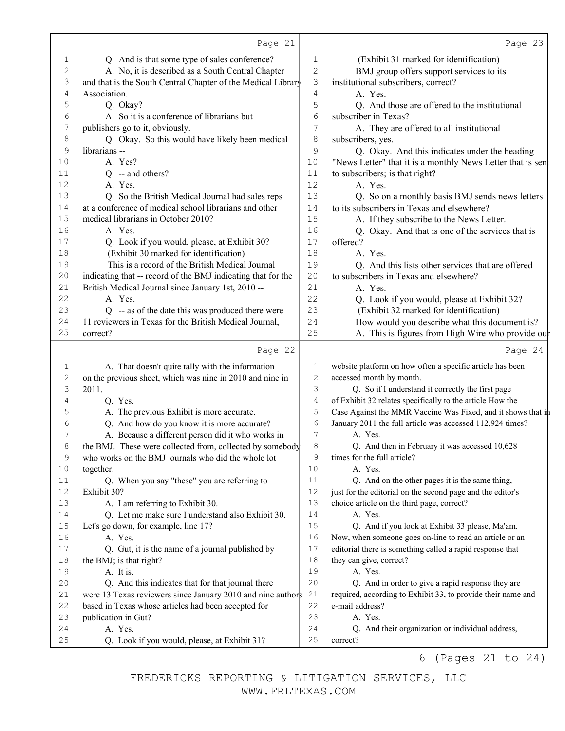Page 21

1 Q. And is that some type of sales conference?
2 A. No, it is described as a South Central Chapter
3 and that is the South Central Chapter of the Medical Library
4 Association.
5 Q. Okay?
6 A. So it is a conference of librarians but
7 publishers go to it, obviously.
8 Q. Okay. So this would have likely been medical
9 librarians --
10 A. Yes?
11 Q. -- and others?
12 A. Yes.
13 Q. So the British Medical Journal had sales reps
14 at a conference of medical school librarians and other
15 medical librarians in October 2010?
16 A. Yes.
17 Q. Look if you would, please, at Exhibit 30?
18 (Exhibit 30 marked for identification)
19 This is a record of the British Medical Journal
20 indicating that -- record of the BMJ indicating that for the
21 British Medical Journal since January 1st, 2010 --
22 A. Yes.
23 Q. -- as of the date this was produced there were
24 11 reviewers in Texas for the British Medical Journal,
25 correct?

Page 22

1 A. That doesn't quite tally with the information
2 on the previous sheet, which was nine in 2010 and nine in
3 2011.
4 Q. Yes.
5 A. The previous Exhibit is more accurate.
6 Q. And how do you know it is more accurate?
7 A. Because a different person did it who works in
8 the BMJ. These were collected from, collected by somebody
9 who works on the BMJ journals who did the whole lot
10 together.
11 Q. When you say "these" you are referring to
12 Exhibit 30?
13 A. I am referring to Exhibit 30.
14 Q. Let me make sure I understand also Exhibit 30.
15 Let's go down, for example, line 17?
16 A. Yes.
17 Q. Gut, it is the name of a journal published by
18 the BMJ; is that right?
19 A. It is.
20 Q. And this indicates that for that journal there
21 were 13 Texas reviewers since January 2010 and nine authors
22 based in Texas whose articles had been accepted for
23 publication in Gut?
24 A. Yes.
25 Q. Look if you would, please, at Exhibit 31?

Page 23

1 (Exhibit 31 marked for identification)
2 BMJ group offers support services to its
3 institutional subscribers, correct?
4 A. Yes.
5 Q. And those are offered to the institutional
6 subscriber in Texas?
7 A. They are offered to all institutional
8 subscribers, yes.
9 Q. Okay. And this indicates under the heading
10 "News Letter" that it is a monthly News Letter that is sent
11 to subscribers; is that right?
12 A. Yes.
13 Q. So on a monthly basis BMJ sends news letters
14 to its subscribers in Texas and elsewhere?
15 A. If they subscribe to the News Letter.
16 Q. Okay. And that is one of the services that is
17 offered?
18 A. Yes.
19 Q. And this lists other services that are offered
20 to subscribers in Texas and elsewhere?
21 A. Yes.
22 Q. Look if you would, please at Exhibit 32?
23 (Exhibit 32 marked for identification)
24 How would you describe what this document is?
25 A. This is figures from High Wire who provide our

Page 24

1 website platform on how often a specific article has been
2 accessed month by month.
3 Q. So if I understand it correctly the first page
4 of Exhibit 32 relates specifically to the article How the
5 Case Against the MMR Vaccine Was Fixed, and it shows that in
6 January 2011 the full article was accessed 112,924 times?
7 A. Yes.
8 Q. And then in February it was accessed 10,628
9 times for the full article?
10 A. Yes.
11 Q. And on the other pages it is the same thing,
12 just for the editorial on the second page and the editor's
13 choice article on the third page, correct?
14 A. Yes.
15 Q. And if you look at Exhibit 33 please, Ma'am.
16 Now, when someone goes on-line to read an article or an
17 editorial there is something called a rapid response that
18 they can give, correct?
19 A. Yes.
20 Q. And in order to give a rapid response they are
21 required, according to Exhibit 33, to provide their name and
22 e-mail address?
23 A. Yes.
24 Q. And their organization or individual address,
25 correct?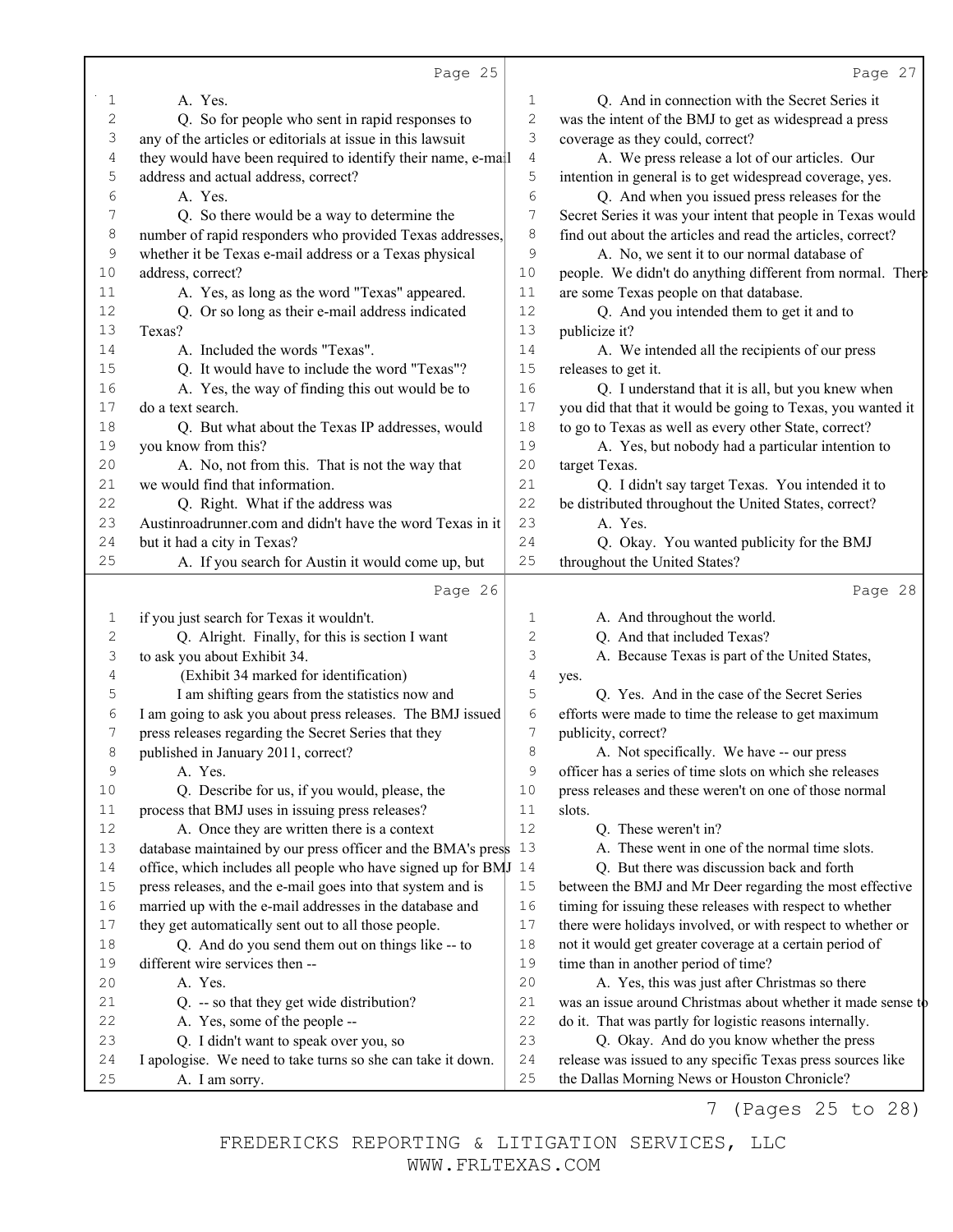Page 25

1 A. Yes.
2 Q. So for people who sent in rapid responses to
3 any of the articles or editorials at issue in this lawsuit
4 they would have been required to identify their name, e-mail
5 address and actual address, correct?
6 A. Yes.
7 Q. So there would be a way to determine the
8 number of rapid responders who provided Texas addresses,
9 whether it be Texas e-mail address or a Texas physical
10 address, correct?
11 A. Yes, as long as the word "Texas" appeared.
12 Q. Or so long as their e-mail address indicated
13 Texas?
14 A. Included the words "Texas".
15 Q. It would have to include the word "Texas"?
16 A. Yes, the way of finding this out would be to
17 do a text search.
18 Q. But what about the Texas IP addresses, would
19 you know from this?
20 A. No, not from this. That is not the way that
21 we would find that information.
22 Q. Right. What if the address was
23 Austinroadrunner.com and didn't have the word Texas in it
24 but it had a city in Texas?
25 A. If you search for Austin it would come up, but

Page 26

1 if you just search for Texas it wouldn't.
2 Q. Alright. Finally, for this is section I want
3 to ask you about Exhibit 34.
4 (Exhibit 34 marked for identification)
5 I am shifting gears from the statistics now and
6 I am going to ask you about press releases. The BMJ issued
7 press releases regarding the Secret Series that they
8 published in January 2011, correct?
9 A. Yes.
10 Q. Describe for us, if you would, please, the
11 process that BMJ uses in issuing press releases?
12 A. Once they are written there is a context
13 database maintained by our press officer and the BMA's press
14 office, which includes all people who have signed up for BMJ
15 press releases, and the e-mail goes into that system and is
16 married up with the e-mail addresses in the database and
17 they get automatically sent out to all those people.
18 Q. And do you send them out on things like -- to
19 different wire services then --
20 A. Yes.
21 Q. -- so that they get wide distribution?
22 A. Yes, some of the people --
23 Q. I didn't want to speak over you, so
24 I apologise. We need to take turns so she can take it down.
25 A. I am sorry.

Page 27

1 Q. And in connection with the Secret Series it
2 was the intent of the BMJ to get as widespread a press
3 coverage as they could, correct?
4 A. We press release a lot of our articles. Our
5 intention in general is to get widespread coverage, yes.
6 Q. And when you issued press releases for the
7 Secret Series it was your intent that people in Texas would
8 find out about the articles and read the articles, correct?
9 A. No, we sent it to our normal database of
10 people. We didn't do anything different from normal. There
11 are some Texas people on that database.
12 Q. And you intended them to get it and to
13 publicize it?
14 A. We intended all the recipients of our press
15 releases to get it.
16 Q. I understand that it is all, but you knew when
17 you did that that it would be going to Texas, you wanted it
18 to go to Texas as well as every other State, correct?
19 A. Yes, but nobody had a particular intention to
20 target Texas.
21 Q. I didn't say target Texas. You intended it to
22 be distributed throughout the United States, correct?
23 A. Yes.
24 Q. Okay. You wanted publicity for the BMJ
25 throughout the United States?

Page 28

1 A. And throughout the world.
2 Q. And that included Texas?
3 A. Because Texas is part of the United States,
4 yes.
5 Q. Yes. And in the case of the Secret Series
6 efforts were made to time the release to get maximum
7 publicity, correct?
8 A. Not specifically. We have -- our press
9 officer has a series of time slots on which she releases
10 press releases and these weren't on one of those normal
11 slots.
12 Q. These weren't in?
13 A. These went in one of the normal time slots.
14 Q. But there was discussion back and forth
15 between the BMJ and Mr Deer regarding the most effective
16 timing for issuing these releases with respect to whether
17 there were holidays involved, or with respect to whether or
18 not it would get greater coverage at a certain period of
19 time than in another period of time?
20 A. Yes, this was just after Christmas so there
21 was an issue around Christmas about whether it made sense to
22 do it. That was partly for logistic reasons internally.
23 Q. Okay. And do you know whether the press
24 release was issued to any specific Texas press sources like
25 the Dallas Morning News or Houston Chronicle?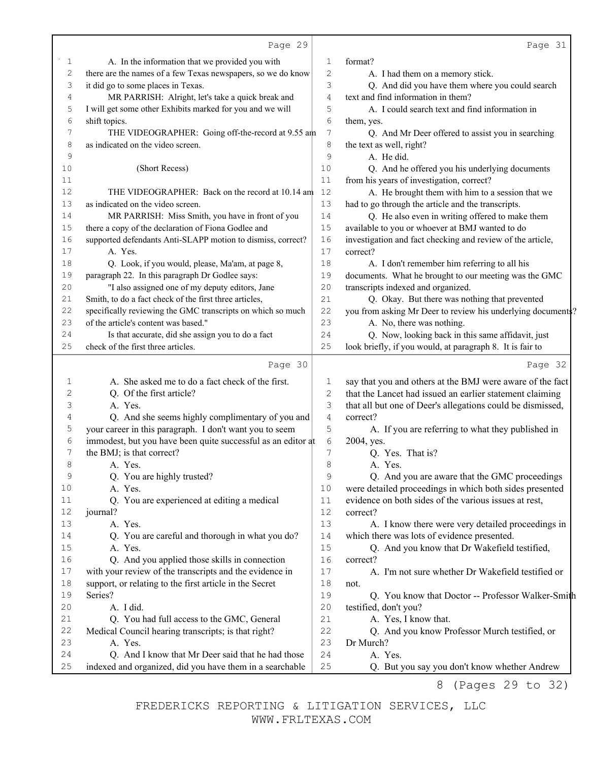A. In the information that we provided you with there are the names of a few Texas newspapers, so we do know it did go to some places in Texas.

MR PARRISH: Alright, let's take a quick break and I will get some other Exhibits marked for you and we will shift topics.

THE VIDEOGRAPHER: Going off-the-record at 9.55 am as indicated on the video screen.

(Short Recess)

THE VIDEOGRAPHER: Back on the record at 10.14 am as indicated on the video screen.

MR PARRISH: Miss Smith, you have in front of you there a copy of the declaration of Fiona Godlee and supported defendants Anti-SLAPP motion to dismiss, correct?

A. Yes.

Q. Look, if you would, please, Ma'am, at page 8, paragraph 22. In this paragraph Dr Godlee says:

"I also assigned one of my deputy editors, Jane Smith, to do a fact check of the first three articles, specifically reviewing the GMC transcripts on which so much of the article's content was based."

Is that accurate, did she assign you to do a fact check of the first three articles.

A. She asked me to do a fact check of the first.

Q. Of the first article?

A. Yes.

Q. And she seems highly complimentary of you and your career in this paragraph. I don't want you to seem immodest, but you have been quite successful as an editor at the BMJ; is that correct?

A. Yes.

Q. You are highly trusted?

A. Yes.

Q. You are experienced at editing a medical journal?

A. Yes.

Q. You are careful and thorough in what you do?

A. Yes.

Q. And you applied those skills in connection with your review of the transcripts and the evidence in support, or relating to the first article in the Secret Series?

A. I did.

Q. You had full access to the GMC, General Medical Council hearing transcripts; is that right?

A. Yes.

Q. And I know that Mr Deer said that he had those indexed and organized, did you have them in a searchable format?

A. I had them on a memory stick.

Q. And did you have them where you could search text and find information in them?

A. I could search text and find information in them, yes.

Q. And Mr Deer offered to assist you in searching the text as well, right?

A. He did.

Q. And he offered you his underlying documents from his years of investigation, correct?

A. He brought them with him to a session that we had to go through the article and the transcripts.

Q. He also even in writing offered to make them available to you or whoever at BMJ wanted to do investigation and fact checking and review of the article, correct?

A. I don't remember him referring to all his documents. What he brought to our meeting was the GMC transcripts indexed and organized.

Q. Okay. But there was nothing that prevented you from asking Mr Deer to review his underlying documents?

A. No, there was nothing.

Q. Now, looking back in this same affidavit, just look briefly, if you would, at paragraph 8. It is fair to say that you and others at the BMJ were aware of the fact that the Lancet had issued an earlier statement claiming that all but one of Deer's allegations could be dismissed, correct?

A. If you are referring to what they published in 2004, yes.

Q. Yes. That is?

A. Yes.

Q. And you are aware that the GMC proceedings were detailed proceedings in which both sides presented evidence on both sides of the various issues at rest, correct?

A. I know there were very detailed proceedings in which there was lots of evidence presented.

Q. And you know that Dr Wakefield testified, correct?

A. I'm not sure whether Dr Wakefield testified or not.

Q. You know that Doctor -- Professor Walker-Smith testified, don't you?

A. Yes, I know that.

Q. And you know Professor Murch testified, or Dr Murch?

A. Yes.

Q. But you say you don't know whether Andrew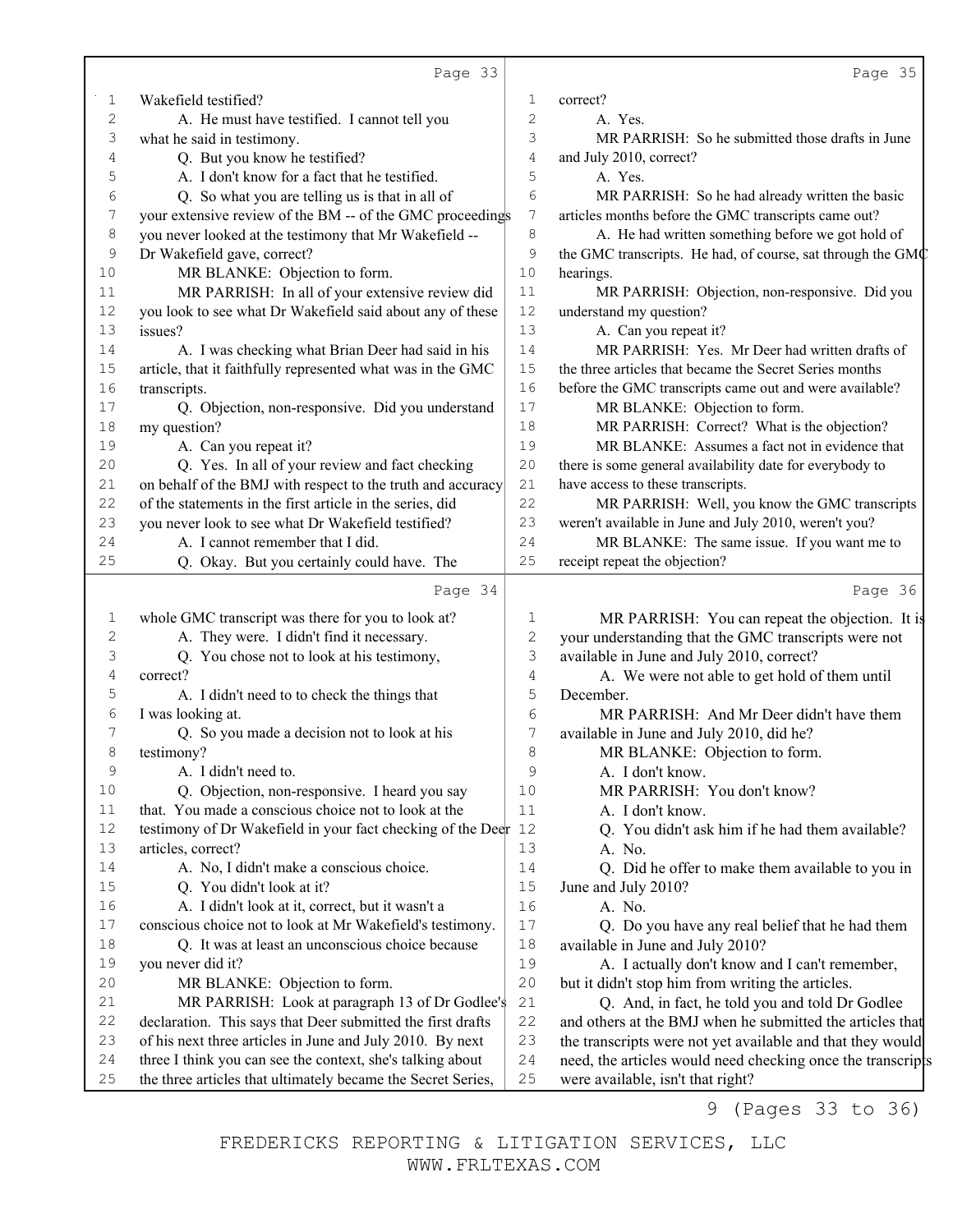Wakefield testified?

A. He must have testified. I cannot tell you what he said in testimony.

Q. But you know he testified?

A. I don't know for a fact that he testified.

Q. So what you are telling us is that in all of your extensive review of the BM -- of the GMC proceedings you never looked at the testimony that Mr Wakefield -- Dr Wakefield gave, correct?

MR BLANKE: Objection to form.

MR PARRISH: In all of your extensive review did you look to see what Dr Wakefield said about any of these issues?

A. I was checking what Brian Deer had said in his article, that it faithfully represented what was in the GMC transcripts.

Q. Objection, non-responsive. Did you understand my question?

A. Can you repeat it?

Q. Yes. In all of your review and fact checking on behalf of the BMJ with respect to the truth and accuracy of the statements in the first article in the series, did you never look to see what Dr Wakefield testified?

A. I cannot remember that I did.

Q. Okay. But you certainly could have. The whole GMC transcript was there for you to look at?

A. They were. I didn't find it necessary.

Q. You chose not to look at his testimony, correct?

A. I didn't need to to check the things that I was looking at.

Q. So you made a decision not to look at his testimony?

A. I didn't need to.

Q. Objection, non-responsive. I heard you say that. You made a conscious choice not to look at the testimony of Dr Wakefield in your fact checking of the Deer articles, correct?

A. No, I didn't make a conscious choice.

Q. You didn't look at it?

A. I didn't look at it, correct, but it wasn't a conscious choice not to look at Mr Wakefield's testimony.

Q. It was at least an unconscious choice because you never did it?

MR BLANKE: Objection to form.

MR PARRISH: Look at paragraph 13 of Dr Godlee's declaration. This says that Deer submitted the first drafts of his next three articles in June and July 2010. By next three I think you can see the context, she's talking about the three articles that ultimately became the Secret Series, correct?

A. Yes.

MR PARRISH: So he submitted those drafts in June and July 2010, correct?

A. Yes.

MR PARRISH: So he had already written the basic articles months before the GMC transcripts came out?

A. He had written something before we got hold of the GMC transcripts. He had, of course, sat through the GMC hearings.

MR PARRISH: Objection, non-responsive. Did you understand my question?

A. Can you repeat it?

MR PARRISH: Yes. Mr Deer had written drafts of the three articles that became the Secret Series months before the GMC transcripts came out and were available?

MR BLANKE: Objection to form.

MR PARRISH: Correct? What is the objection?

MR BLANKE: Assumes a fact not in evidence that there is some general availability date for everybody to have access to these transcripts.

MR PARRISH: Well, you know the GMC transcripts weren't available in June and July 2010, weren't you?

MR BLANKE: The same issue. If you want me to receipt repeat the objection?

MR PARRISH: You can repeat the objection. It is your understanding that the GMC transcripts were not available in June and July 2010, correct?

A. We were not able to get hold of them until December.

MR PARRISH: And Mr Deer didn't have them available in June and July 2010, did he?

MR BLANKE: Objection to form.

A. I don't know.

MR PARRISH: You don't know?

A. I don't know.

Q. You didn't ask him if he had them available?

A. No.

Q. Did he offer to make them available to you in June and July 2010?

A. No.

Q. Do you have any real belief that he had them available in June and July 2010?

A. I actually don't know and I can't remember, but it didn't stop him from writing the articles.

Q. And, in fact, he told you and told Dr Godlee and others at the BMJ when he submitted the articles that the transcripts were not yet available and that they would need, the articles would need checking once the transcripts were available, isn't that right?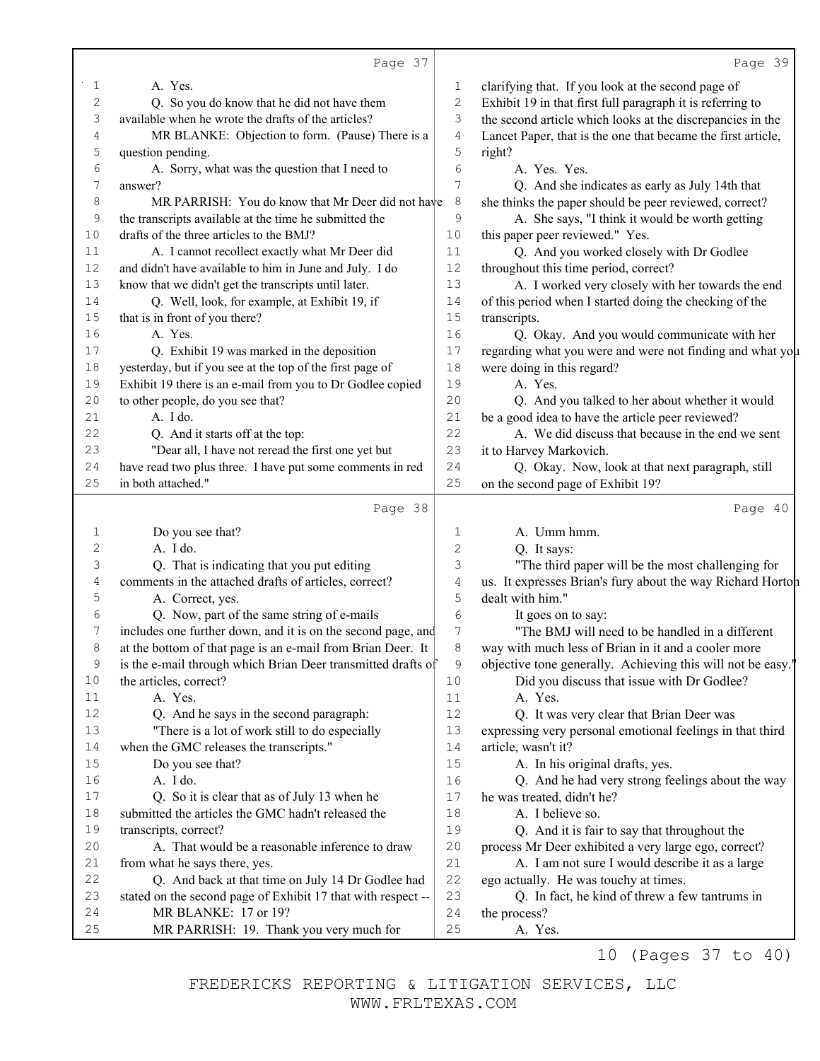Page 37

1 A. Yes.
2 Q. So you do know that he did not have them
3 available when he wrote the drafts of the articles?
4 MR BLANKE: Objection to form. (Pause) There is a
5 question pending.
6 A. Sorry, what was the question that I need to
7 answer?
8 MR PARRISH: You do know that Mr Deer did not have
9 the transcripts available at the time he submitted the
10 drafts of the three articles to the BMJ?
11 A. I cannot recollect exactly what Mr Deer did
12 and didn't have available to him in June and July. I do
13 know that we didn't get the transcripts until later.
14 Q. Well, look, for example, at Exhibit 19, if
15 that is in front of you there?
16 A. Yes.
17 Q. Exhibit 19 was marked in the deposition
18 yesterday, but if you see at the top of the first page of
19 Exhibit 19 there is an e-mail from you to Dr Godlee copied
20 to other people, do you see that?
21 A. I do.
22 Q. And it starts off at the top:
23 "Dear all, I have not reread the first one yet but
24 have read two plus three. I have put some comments in red
25 in both attached."

Page 38

1 Do you see that?
2 A. I do.
3 Q. That is indicating that you put editing
4 comments in the attached drafts of articles, correct?
5 A. Correct, yes.
6 Q. Now, part of the same string of e-mails
7 includes one further down, and it is on the second page, and
8 at the bottom of that page is an e-mail from Brian Deer. It
9 is the e-mail through which Brian Deer transmitted drafts of
10 the articles, correct?
11 A. Yes.
12 Q. And he says in the second paragraph:
13 "There is a lot of work still to do especially
14 when the GMC releases the transcripts."
15 Do you see that?
16 A. I do.
17 Q. So it is clear that as of July 13 when he
18 submitted the articles the GMC hadn't released the
19 transcripts, correct?
20 A. That would be a reasonable inference to draw
21 from what he says there, yes.
22 Q. And back at that time on July 14 Dr Godlee had
23 stated on the second page of Exhibit 17 that with respect --
24 MR BLANKE: 17 or 19?
25 MR PARRISH: 19. Thank you very much for

Page 39

1 clarifying that. If you look at the second page of
2 Exhibit 19 in that first full paragraph it is referring to
3 the second article which looks at the discrepancies in the
4 Lancet Paper, that is the one that became the first article,
5 right?
6 A. Yes. Yes.
7 Q. And she indicates as early as July 14th that
8 she thinks the paper should be peer reviewed, correct?
9 A. She says, "I think it would be worth getting
10 this paper peer reviewed." Yes.
11 Q. And you worked closely with Dr Godlee
12 throughout this time period, correct?
13 A. I worked very closely with her towards the end
14 of this period when I started doing the checking of the
15 transcripts.
16 Q. Okay. And you would communicate with her
17 regarding what you were and were not finding and what you
18 were doing in this regard?
19 A. Yes.
20 Q. And you talked to her about whether it would
21 be a good idea to have the article peer reviewed?
22 A. We did discuss that because in the end we sent
23 it to Harvey Markovich.
24 Q. Okay. Now, look at that next paragraph, still
25 on the second page of Exhibit 19?

Page 40

1 A. Umm hmm.
2 Q. It says:
3 "The third paper will be the most challenging for
4 us. It expresses Brian's fury about the way Richard Horton
5 dealt with him."
6 It goes on to say:
7 "The BMJ will need to be handled in a different
8 way with much less of Brian in it and a cooler more
9 objective tone generally. Achieving this will not be easy."
10 Did you discuss that issue with Dr Godlee?
11 A. Yes.
12 Q. It was very clear that Brian Deer was
13 expressing very personal emotional feelings in that third
14 article, wasn't it?
15 A. In his original drafts, yes.
16 Q. And he had very strong feelings about the way
17 he was treated, didn't he?
18 A. I believe so.
19 Q. And it is fair to say that throughout the
20 process Mr Deer exhibited a very large ego, correct?
21 A. I am not sure I would describe it as a large
22 ego actually. He was touchy at times.
23 Q. In fact, he kind of threw a few tantrums in
24 the process?
25 A. Yes.

10 (Pages 37 to 40)

FREDERICKS REPORTING & LITIGATION SERVICES, LLC
WWW.FRLTEXAS.COM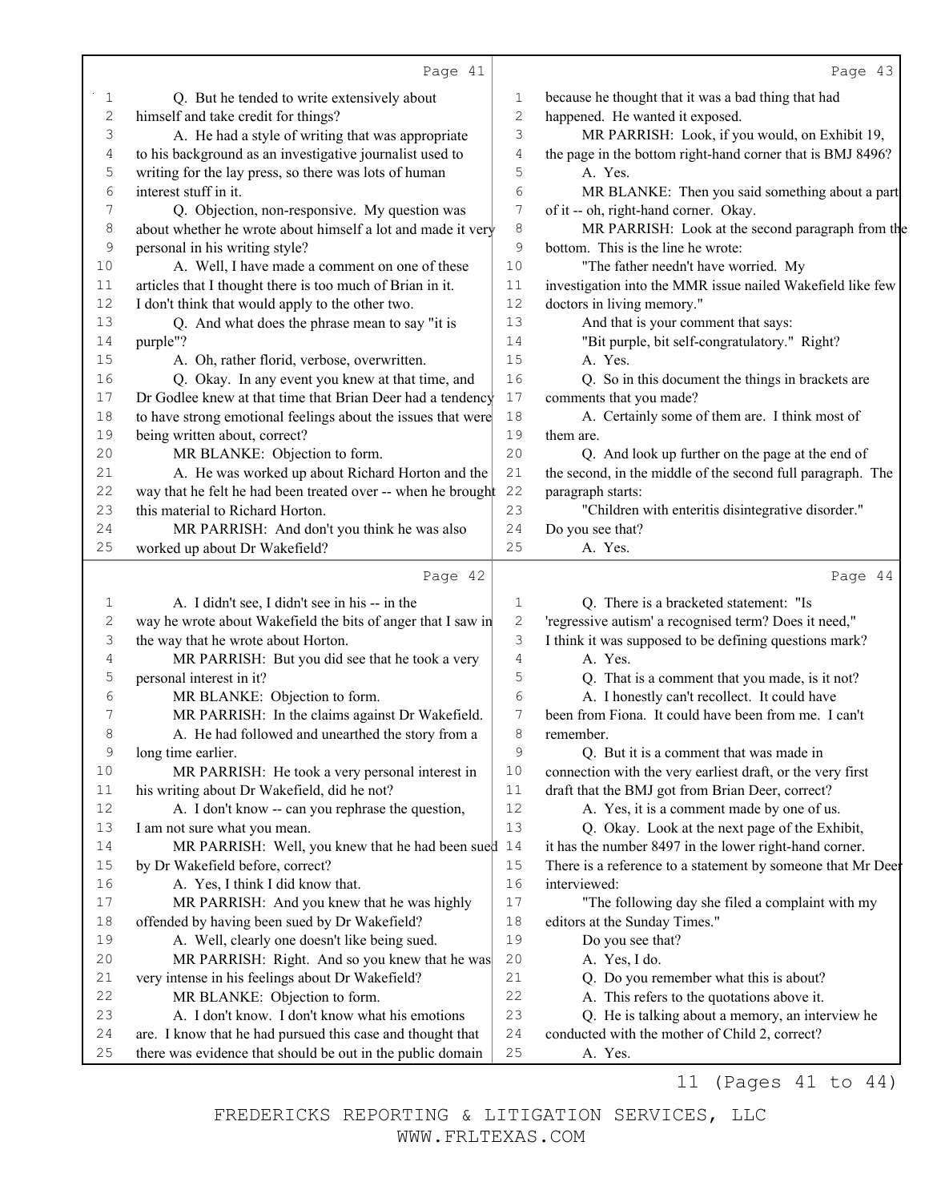Page 41

Q. But he tended to write extensively about himself and take credit for things?

A. He had a style of writing that was appropriate to his background as an investigative journalist used to writing for the lay press, so there was lots of human interest stuff in it.

Q. Objection, non-responsive. My question was about whether he wrote about himself a lot and made it very personal in his writing style?

A. Well, I have made a comment on one of these articles that I thought there is too much of Brian in it. I don't think that would apply to the other two.

Q. And what does the phrase mean to say "it is purple"?

A. Oh, rather florid, verbose, overwritten.

Q. Okay. In any event you knew at that time, and Dr Godlee knew at that time that Brian Deer had a tendency to have strong emotional feelings about the issues that were being written about, correct?

MR BLANKE: Objection to form.

A. He was worked up about Richard Horton and the way that he felt he had been treated over -- when he brought this material to Richard Horton.

MR PARRISH: And don't you think he was also worked up about Dr Wakefield?

Page 42

A. I didn't see, I didn't see in his -- in the way he wrote about Wakefield the bits of anger that I saw in the way that he wrote about Horton.

MR PARRISH: But you did see that he took a very personal interest in it?

MR BLANKE: Objection to form.

MR PARRISH: In the claims against Dr Wakefield.

A. He had followed and unearthed the story from a long time earlier.

MR PARRISH: He took a very personal interest in his writing about Dr Wakefield, did he not?

A. I don't know -- can you rephrase the question, I am not sure what you mean.

MR PARRISH: Well, you knew that he had been sued by Dr Wakefield before, correct?

A. Yes, I think I did know that.

MR PARRISH: And you knew that he was highly offended by having been sued by Dr Wakefield?

A. Well, clearly one doesn't like being sued.

MR PARRISH: Right. And so you knew that he was very intense in his feelings about Dr Wakefield?

MR BLANKE: Objection to form.

A. I don't know. I don't know what his emotions are. I know that he had pursued this case and thought that there was evidence that should be out in the public domain

Page 43

because he thought that it was a bad thing that had happened. He wanted it exposed.

MR PARRISH: Look, if you would, on Exhibit 19, the page in the bottom right-hand corner that is BMJ 8496?

A. Yes.

MR BLANKE: Then you said something about a part of it -- oh, right-hand corner. Okay.

MR PARRISH: Look at the second paragraph from the bottom. This is the line he wrote:

"The father needn't have worried. My investigation into the MMR issue nailed Wakefield like few doctors in living memory."

And that is your comment that says:

"Bit purple, bit self-congratulatory." Right?

A. Yes.

Q. So in this document the things in brackets are comments that you made?

A. Certainly some of them are. I think most of them are.

Q. And look up further on the page at the end of the second, in the middle of the second full paragraph. The paragraph starts:

"Children with enteritis disintegrative disorder."

Do you see that?

A. Yes.

Page 44

Q. There is a bracketed statement: "Is 'regressive autism' a recognised term? Does it need," I think it was supposed to be defining questions mark?

A. Yes.

Q. That is a comment that you made, is it not?

A. I honestly can't recollect. It could have been from Fiona. It could have been from me. I can't remember.

Q. But it is a comment that was made in connection with the very earliest draft, or the very first draft that the BMJ got from Brian Deer, correct?

A. Yes, it is a comment made by one of us.

Q. Okay. Look at the next page of the Exhibit, it has the number 8497 in the lower right-hand corner. There is a reference to a statement by someone that Mr Deer interviewed:

"The following day she filed a complaint with my editors at the Sunday Times."

Do you see that?

A. Yes, I do.

Q. Do you remember what this is about?

A. This refers to the quotations above it.

Q. He is talking about a memory, an interview he conducted with the mother of Child 2, correct?

A. Yes.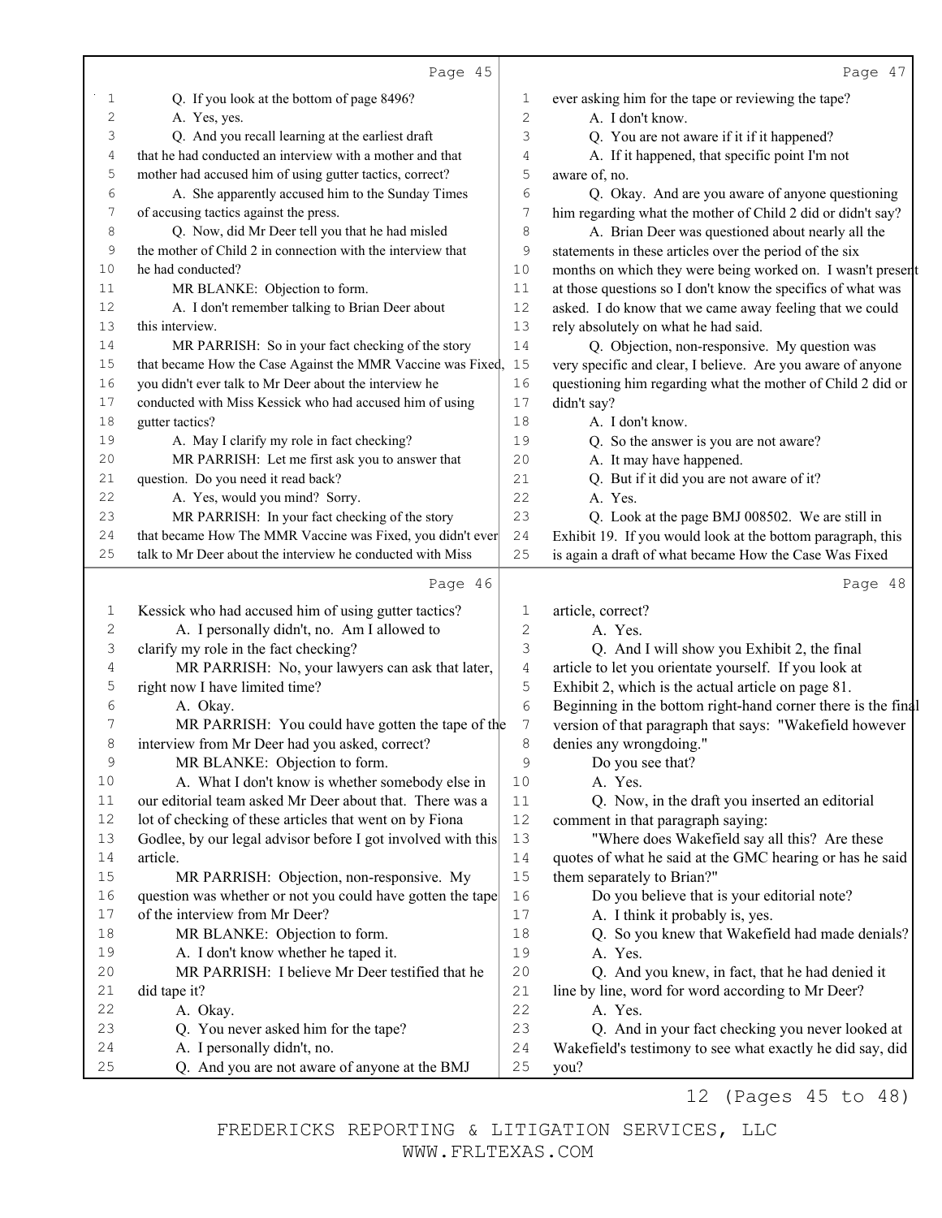## Page 45

Q. If you look at the bottom of page 8496?

A. Yes, yes.

Q. And you recall learning at the earliest draft that he had conducted an interview with a mother and that mother had accused him of using gutter tactics, correct?

A. She apparently accused him to the Sunday Times of accusing tactics against the press.

Q. Now, did Mr Deer tell you that he had misled the mother of Child 2 in connection with the interview that he had conducted?

MR BLANKE: Objection to form.

A. I don't remember talking to Brian Deer about this interview.

MR PARRISH: So in your fact checking of the story that became How the Case Against the MMR Vaccine was Fixed, you didn't ever talk to Mr Deer about the interview he conducted with Miss Kessick who had accused him of using gutter tactics?

A. May I clarify my role in fact checking?

MR PARRISH: Let me first ask you to answer that question. Do you need it read back?

A. Yes, would you mind? Sorry.

MR PARRISH: In your fact checking of the story that became How The MMR Vaccine was Fixed, you didn't ever talk to Mr Deer about the interview he conducted with Miss

## Page 46

Kessick who had accused him of using gutter tactics?

A. I personally didn't, no. Am I allowed to clarify my role in the fact checking?

MR PARRISH: No, your lawyers can ask that later, right now I have limited time?

A. Okay.

MR PARRISH: You could have gotten the tape of the interview from Mr Deer had you asked, correct?

MR BLANKE: Objection to form.

A. What I don't know is whether somebody else in our editorial team asked Mr Deer about that. There was a lot of checking of these articles that went on by Fiona Godlee, by our legal advisor before I got involved with this article.

MR PARRISH: Objection, non-responsive. My question was whether or not you could have gotten the tape of the interview from Mr Deer?

MR BLANKE: Objection to form.

A. I don't know whether he taped it.

MR PARRISH: I believe Mr Deer testified that he did tape it?

A. Okay.

Q. You never asked him for the tape?

A. I personally didn't, no.

Q. And you are not aware of anyone at the BMJ

## Page 47

ever asking him for the tape or reviewing the tape?

A. I don't know.

Q. You are not aware if it if it happened?

A. If it happened, that specific point I'm not aware of, no.

Q. Okay. And are you aware of anyone questioning him regarding what the mother of Child 2 did or didn't say?

A. Brian Deer was questioned about nearly all the statements in these articles over the period of the six months on which they were being worked on. I wasn't present at those questions so I don't know the specifics of what was asked. I do know that we came away feeling that we could rely absolutely on what he had said.

Q. Objection, non-responsive. My question was very specific and clear, I believe. Are you aware of anyone questioning him regarding what the mother of Child 2 did or didn't say?

A. I don't know.

Q. So the answer is you are not aware?

A. It may have happened.

Q. But if it did you are not aware of it?

A. Yes.

Q. Look at the page BMJ 008502. We are still in Exhibit 19. If you would look at the bottom paragraph, this is again a draft of what became How the Case Was Fixed

## Page 48

article, correct?

A. Yes.

Q. And I will show you Exhibit 2, the final article to let you orientate yourself. If you look at Exhibit 2, which is the actual article on page 81. Beginning in the bottom right-hand corner there is the final version of that paragraph that says: "Wakefield however denies any wrongdoing."

Do you see that?

A. Yes.

Q. Now, in the draft you inserted an editorial comment in that paragraph saying:

"Where does Wakefield say all this? Are these quotes of what he said at the GMC hearing or has he said them separately to Brian?"

Do you believe that is your editorial note?

A. I think it probably is, yes.

Q. So you knew that Wakefield had made denials?

A. Yes.

Q. And you knew, in fact, that he had denied it line by line, word for word according to Mr Deer?

A. Yes.

Q. And in your fact checking you never looked at Wakefield's testimony to see what exactly he did say, did you?

12 (Pages 45 to 48)

FREDERICKS REPORTING & LITIGATION SERVICES, LLC
WWW.FRLTEXAS.COM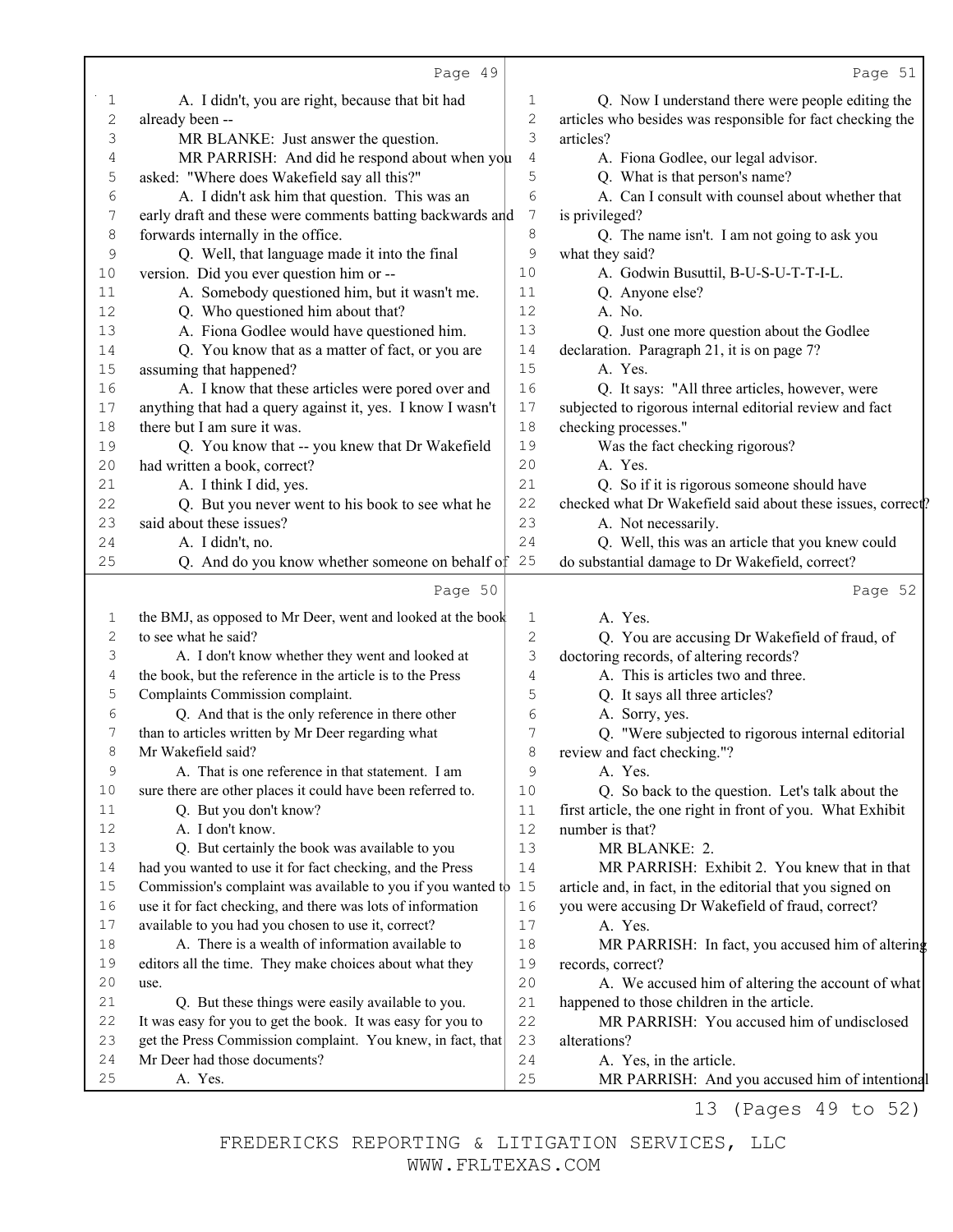Page 49

1 A. I didn't, you are right, because that bit had
2 already been --
3 MR BLANKE: Just answer the question.
4 MR PARRISH: And did he respond about when you
5 asked: "Where does Wakefield say all this?"
6 A. I didn't ask him that question. This was an
7 early draft and these were comments batting backwards and
8 forwards internally in the office.
9 Q. Well, that language made it into the final
10 version. Did you ever question him or --
11 A. Somebody questioned him, but it wasn't me.
12 Q. Who questioned him about that?
13 A. Fiona Godlee would have questioned him.
14 Q. You know that as a matter of fact, or you are
15 assuming that happened?
16 A. I know that these articles were pored over and
17 anything that had a query against it, yes. I know I wasn't
18 there but I am sure it was.
19 Q. You know that -- you knew that Dr Wakefield
20 had written a book, correct?
21 A. I think I did, yes.
22 Q. But you never went to his book to see what he
23 said about these issues?
24 A. I didn't, no.
25 Q. And do you know whether someone on behalf of

Page 50

1 the BMJ, as opposed to Mr Deer, went and looked at the book
2 to see what he said?
3 A. I don't know whether they went and looked at
4 the book, but the reference in the article is to the Press
5 Complaints Commission complaint.
6 Q. And that is the only reference in there other
7 than to articles written by Mr Deer regarding what
8 Mr Wakefield said?
9 A. That is one reference in that statement. I am
10 sure there are other places it could have been referred to.
11 Q. But you don't know?
12 A. I don't know.
13 Q. But certainly the book was available to you
14 had you wanted to use it for fact checking, and the Press
15 Commission's complaint was available to you if you wanted to
16 use it for fact checking, and there was lots of information
17 available to you had you chosen to use it, correct?
18 A. There is a wealth of information available to
19 editors all the time. They make choices about what they
20 use.
21 Q. But these things were easily available to you.
22 It was easy for you to get the book. It was easy for you to
23 get the Press Commission complaint. You knew, in fact, that
24 Mr Deer had those documents?
25 A. Yes.

Page 51

1 Q. Now I understand there were people editing the
2 articles who besides was responsible for fact checking the
3 articles?
4 A. Fiona Godlee, our legal advisor.
5 Q. What is that person's name?
6 A. Can I consult with counsel about whether that
7 is privileged?
8 Q. The name isn't. I am not going to ask you
9 what they said?
10 A. Godwin Busuttil, B-U-S-U-T-T-I-L.
11 Q. Anyone else?
12 A. No.
13 Q. Just one more question about the Godlee
14 declaration. Paragraph 21, it is on page 7?
15 A. Yes.
16 Q. It says: "All three articles, however, were
17 subjected to rigorous internal editorial review and fact
18 checking processes."
19 Was the fact checking rigorous?
20 A. Yes.
21 Q. So if it is rigorous someone should have
22 checked what Dr Wakefield said about these issues, correct?
23 A. Not necessarily.
24 Q. Well, this was an article that you knew could
25 do substantial damage to Dr Wakefield, correct?

Page 52

1 A. Yes.
2 Q. You are accusing Dr Wakefield of fraud, of
3 doctoring records, of altering records?
4 A. This is articles two and three.
5 Q. It says all three articles?
6 A. Sorry, yes.
7 Q. "Were subjected to rigorous internal editorial
8 review and fact checking."?
9 A. Yes.
10 Q. So back to the question. Let's talk about the
11 first article, the one right in front of you. What Exhibit
12 number is that?
13 MR BLANKE: 2.
14 MR PARRISH: Exhibit 2. You knew that in that
15 article and, in fact, in the editorial that you signed on
16 you were accusing Dr Wakefield of fraud, correct?
17 A. Yes.
18 MR PARRISH: In fact, you accused him of altering
19 records, correct?
20 A. We accused him of altering the account of what
21 happened to those children in the article.
22 MR PARRISH: You accused him of undisclosed
23 alterations?
24 A. Yes, in the article.
25 MR PARRISH: And you accused him of intentional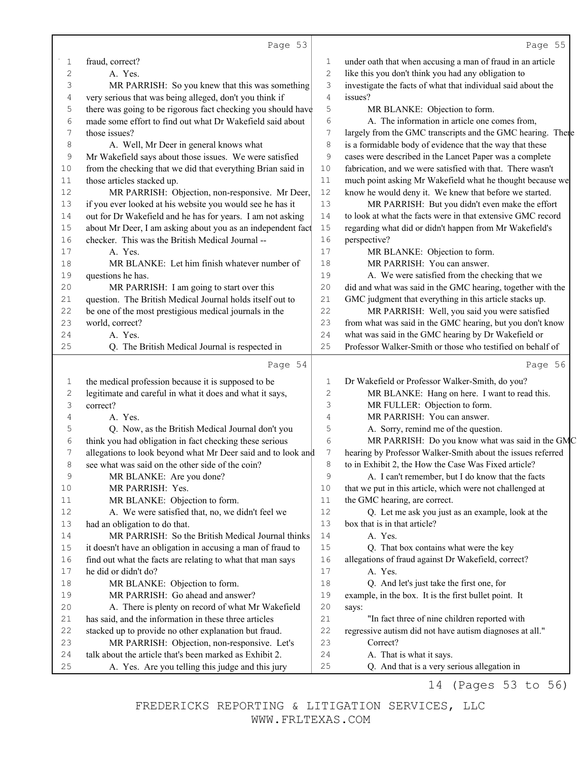## Page 53

1 fraud, correct?
2 A. Yes.
3 MR PARRISH: So you knew that this was something
4 very serious that was being alleged, don't you think if
5 there was going to be rigorous fact checking you should have
6 made some effort to find out what Dr Wakefield said about
7 those issues?
8 A. Well, Mr Deer in general knows what
9 Mr Wakefield says about those issues. We were satisfied
10 from the checking that we did that everything Brian said in
11 those articles stacked up.
12 MR PARRISH: Objection, non-responsive. Mr Deer,
13 if you ever looked at his website you would see he has it
14 out for Dr Wakefield and he has for years. I am not asking
15 about Mr Deer, I am asking about you as an independent fact
16 checker. This was the British Medical Journal --
17 A. Yes.
18 MR BLANKE: Let him finish whatever number of
19 questions he has.
20 MR PARRISH: I am going to start over this
21 question. The British Medical Journal holds itself out to
22 be one of the most prestigious medical journals in the
23 world, correct?
24 A. Yes.
25 Q. The British Medical Journal is respected in

## Page 54

1 the medical profession because it is supposed to be
2 legitimate and careful in what it does and what it says,
3 correct?
4 A. Yes.
5 Q. Now, as the British Medical Journal don't you
6 think you had obligation in fact checking these serious
7 allegations to look beyond what Mr Deer said and to look and
8 see what was said on the other side of the coin?
9 MR BLANKE: Are you done?
10 MR PARRISH: Yes.
11 MR BLANKE: Objection to form.
12 A. We were satisfied that, no, we didn't feel we
13 had an obligation to do that.
14 MR PARRISH: So the British Medical Journal thinks
15 it doesn't have an obligation in accusing a man of fraud to
16 find out what the facts are relating to what that man says
17 he did or didn't do?
18 MR BLANKE: Objection to form.
19 MR PARRISH: Go ahead and answer?
20 A. There is plenty on record of what Mr Wakefield
21 has said, and the information in these three articles
22 stacked up to provide no other explanation but fraud.
23 MR PARRISH: Objection, non-responsive. Let's
24 talk about the article that's been marked as Exhibit 2.
25 A. Yes. Are you telling this judge and this jury

## Page 55

1 under oath that when accusing a man of fraud in an article
2 like this you don't think you had any obligation to
3 investigate the facts of what that individual said about the
4 issues?
5 MR BLANKE: Objection to form.
6 A. The information in article one comes from,
7 largely from the GMC transcripts and the GMC hearing. There
8 is a formidable body of evidence that the way that these
9 cases were described in the Lancet Paper was a complete
10 fabrication, and we were satisfied with that. There wasn't
11 much point asking Mr Wakefield what he thought because we
12 know he would deny it. We knew that before we started.
13 MR PARRISH: But you didn't even make the effort
14 to look at what the facts were in that extensive GMC record
15 regarding what did or didn't happen from Mr Wakefield's
16 perspective?
17 MR BLANKE: Objection to form.
18 MR PARRISH: You can answer.
19 A. We were satisfied from the checking that we
20 did and what was said in the GMC hearing, together with the
21 GMC judgment that everything in this article stacks up.
22 MR PARRISH: Well, you said you were satisfied
23 from what was said in the GMC hearing, but you don't know
24 what was said in the GMC hearing by Dr Wakefield or
25 Professor Walker-Smith or those who testified on behalf of

## Page 56

1 Dr Wakefield or Professor Walker-Smith, do you?
2 MR BLANKE: Hang on here. I want to read this.
3 MR FULLER: Objection to form.
4 MR PARRISH: You can answer.
5 A. Sorry, remind me of the question.
6 MR PARRISH: Do you know what was said in the GMC
7 hearing by Professor Walker-Smith about the issues referred
8 to in Exhibit 2, the How the Case Was Fixed article?
9 A. I can't remember, but I do know that the facts
10 that we put in this article, which were not challenged at
11 the GMC hearing, are correct.
12 Q. Let me ask you just as an example, look at the
13 box that is in that article?
14 A. Yes.
15 Q. That box contains what were the key
16 allegations of fraud against Dr Wakefield, correct?
17 A. Yes.
18 Q. And let's just take the first one, for
19 example, in the box. It is the first bullet point. It
20 says:
21 "In fact three of nine children reported with
22 regressive autism did not have autism diagnoses at all."
23 Correct?
24 A. That is what it says.
25 Q. And that is a very serious allegation in

14 (Pages 53 to 56)

FREDERICKS REPORTING & LITIGATION SERVICES, LLC
WWW.FRLTEXAS.COM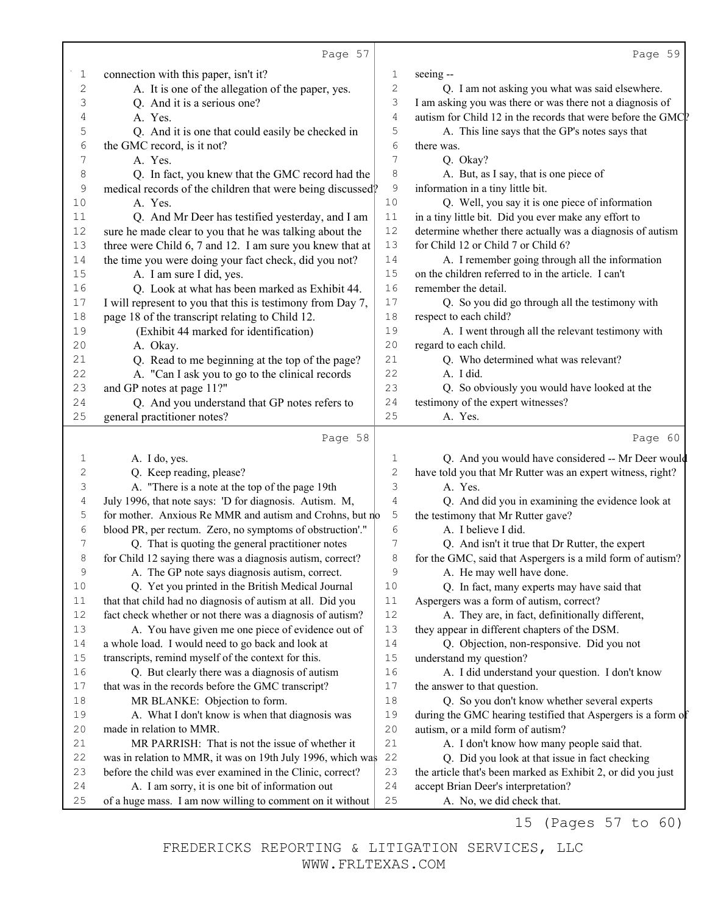Page 57

1 connection with this paper, isn't it?
2 A. It is one of the allegation of the paper, yes.
3 Q. And it is a serious one?
4 A. Yes.
5 Q. And it is one that could easily be checked in
6 the GMC record, is it not?
7 A. Yes.
8 Q. In fact, you knew that the GMC record had the
9 medical records of the children that were being discussed?
10 A. Yes.
11 Q. And Mr Deer has testified yesterday, and I am
12 sure he made clear to you that he was talking about the
13 three were Child 6, 7 and 12. I am sure you knew that at
14 the time you were doing your fact check, did you not?
15 A. I am sure I did, yes.
16 Q. Look at what has been marked as Exhibit 44.
17 I will represent to you that this is testimony from Day 7,
18 page 18 of the transcript relating to Child 12.
19 (Exhibit 44 marked for identification)
20 A. Okay.
21 Q. Read to me beginning at the top of the page?
22 A. "Can I ask you to go to the clinical records
23 and GP notes at page 11?"
24 Q. And you understand that GP notes refers to
25 general practitioner notes?

Page 58

1 A. I do, yes.
2 Q. Keep reading, please?
3 A. "There is a note at the top of the page 19th
4 July 1996, that note says: 'D for diagnosis. Autism. M,
5 for mother. Anxious Re MMR and autism and Crohns, but no
6 blood PR, per rectum. Zero, no symptoms of obstruction'."
7 Q. That is quoting the general practitioner notes
8 for Child 12 saying there was a diagnosis autism, correct?
9 A. The GP note says diagnosis autism, correct.
10 Q. Yet you printed in the British Medical Journal
11 that that child had no diagnosis of autism at all. Did you
12 fact check whether or not there was a diagnosis of autism?
13 A. You have given me one piece of evidence out of
14 a whole load. I would need to go back and look at
15 transcripts, remind myself of the context for this.
16 Q. But clearly there was a diagnosis of autism
17 that was in the records before the GMC transcript?
18 MR BLANKE: Objection to form.
19 A. What I don't know is when that diagnosis was
20 made in relation to MMR.
21 MR PARRISH: That is not the issue of whether it
22 was in relation to MMR, it was on 19th July 1996, which was
23 before the child was ever examined in the Clinic, correct?
24 A. I am sorry, it is one bit of information out
25 of a huge mass. I am now willing to comment on it without

Page 59

1 seeing --
2 Q. I am not asking you what was said elsewhere.
3 I am asking you was there or was there not a diagnosis of
4 autism for Child 12 in the records that were before the GMC?
5 A. This line says that the GP's notes says that
6 there was.
7 Q. Okay?
8 A. But, as I say, that is one piece of
9 information in a tiny little bit.
10 Q. Well, you say it is one piece of information
11 in a tiny little bit. Did you ever make any effort to
12 determine whether there actually was a diagnosis of autism
13 for Child 12 or Child 7 or Child 6?
14 A. I remember going through all the information
15 on the children referred to in the article. I can't
16 remember the detail.
17 Q. So you did go through all the testimony with
18 respect to each child?
19 A. I went through all the relevant testimony with
20 regard to each child.
21 Q. Who determined what was relevant?
22 A. I did.
23 Q. So obviously you would have looked at the
24 testimony of the expert witnesses?
25 A. Yes.

Page 60

1 Q. And you would have considered -- Mr Deer would
2 have told you that Mr Rutter was an expert witness, right?
3 A. Yes.
4 Q. And did you in examining the evidence look at
5 the testimony that Mr Rutter gave?
6 A. I believe I did.
7 Q. And isn't it true that Dr Rutter, the expert
8 for the GMC, said that Aspergers is a mild form of autism?
9 A. He may well have done.
10 Q. In fact, many experts may have said that
11 Aspergers was a form of autism, correct?
12 A. They are, in fact, definitionally different,
13 they appear in different chapters of the DSM.
14 Q. Objection, non-responsive. Did you not
15 understand my question?
16 A. I did understand your question. I don't know
17 the answer to that question.
18 Q. So you don't know whether several experts
19 during the GMC hearing testified that Aspergers is a form of
20 autism, or a mild form of autism?
21 A. I don't know how many people said that.
22 Q. Did you look at that issue in fact checking
23 the article that's been marked as Exhibit 2, or did you just
24 accept Brian Deer's interpretation?
25 A. No, we did check that.

15 (Pages 57 to 60)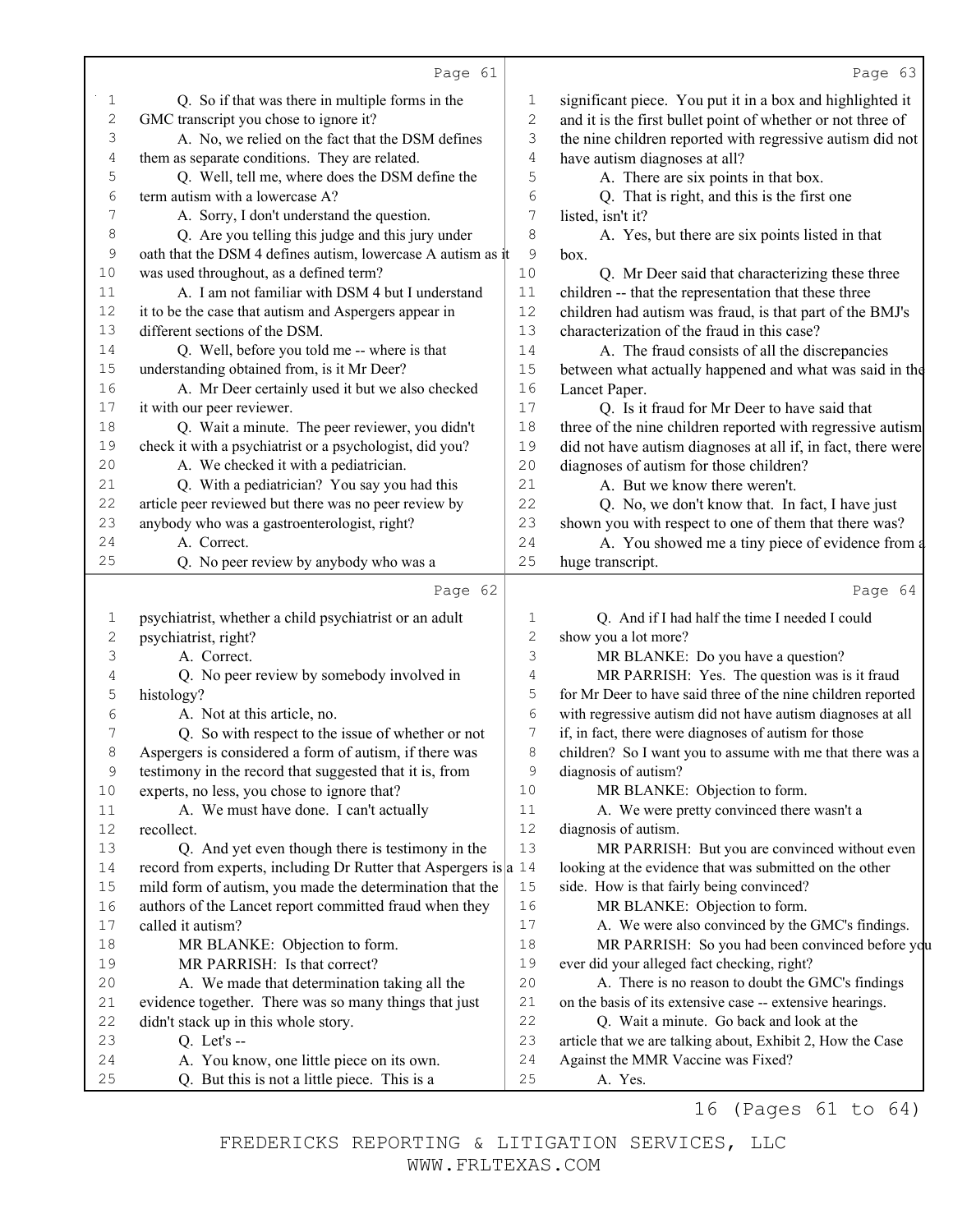Page 61

Q. So if that was there in multiple forms in the GMC transcript you chose to ignore it?

A. No, we relied on the fact that the DSM defines them as separate conditions. They are related.

Q. Well, tell me, where does the DSM define the term autism with a lowercase A?

A. Sorry, I don't understand the question.

Q. Are you telling this judge and this jury under oath that the DSM 4 defines autism, lowercase A autism as it was used throughout, as a defined term?

A. I am not familiar with DSM 4 but I understand it to be the case that autism and Aspergers appear in different sections of the DSM.

Q. Well, before you told me -- where is that understanding obtained from, is it Mr Deer?

A. Mr Deer certainly used it but we also checked it with our peer reviewer.

Q. Wait a minute. The peer reviewer, you didn't check it with a psychiatrist or a psychologist, did you?

A. We checked it with a pediatrician.

Q. With a pediatrician? You say you had this article peer reviewed but there was no peer review by anybody who was a gastroenterologist, right?

A. Correct.

Q. No peer review by anybody who was a

Page 62

psychiatrist, whether a child psychiatrist or an adult psychiatrist, right?

A. Correct.

Q. No peer review by somebody involved in histology?

A. Not at this article, no.

Q. So with respect to the issue of whether or not Aspergers is considered a form of autism, if there was testimony in the record that suggested that it is, from experts, no less, you chose to ignore that?

A. We must have done. I can't actually recollect.

Q. And yet even though there is testimony in the record from experts, including Dr Rutter that Aspergers is a mild form of autism, you made the determination that the authors of the Lancet report committed fraud when they called it autism?

MR BLANKE: Objection to form.

MR PARRISH: Is that correct?

A. We made that determination taking all the evidence together. There was so many things that just didn't stack up in this whole story.

Q. Let's --

A. You know, one little piece on its own.

Q. But this is not a little piece. This is a

Page 63

significant piece. You put it in a box and highlighted it and it is the first bullet point of whether or not three of the nine children reported with regressive autism did not have autism diagnoses at all?

A. There are six points in that box.

Q. That is right, and this is the first one listed, isn't it?

A. Yes, but there are six points listed in that box.

Q. Mr Deer said that characterizing these three children -- that the representation that these three children had autism was fraud, is that part of the BMJ's characterization of the fraud in this case?

A. The fraud consists of all the discrepancies between what actually happened and what was said in the Lancet Paper.

Q. Is it fraud for Mr Deer to have said that three of the nine children reported with regressive autism did not have autism diagnoses at all if, in fact, there were diagnoses of autism for those children?

A. But we know there weren't.

Q. No, we don't know that. In fact, I have just shown you with respect to one of them that there was?

A. You showed me a tiny piece of evidence from a huge transcript.

Page 64

Q. And if I had half the time I needed I could show you a lot more?

MR BLANKE: Do you have a question?

MR PARRISH: Yes. The question was is it fraud for Mr Deer to have said three of the nine children reported with regressive autism did not have autism diagnoses at all if, in fact, there were diagnoses of autism for those children? So I want you to assume with me that there was a diagnosis of autism?

MR BLANKE: Objection to form.

A. We were pretty convinced there wasn't a diagnosis of autism.

MR PARRISH: But you are convinced without even looking at the evidence that was submitted on the other side. How is that fairly being convinced?

MR BLANKE: Objection to form.

A. We were also convinced by the GMC's findings.

MR PARRISH: So you had been convinced before you ever did your alleged fact checking, right?

A. There is no reason to doubt the GMC's findings on the basis of its extensive case -- extensive hearings.

Q. Wait a minute. Go back and look at the article that we are talking about, Exhibit 2, How the Case Against the MMR Vaccine was Fixed?

A. Yes.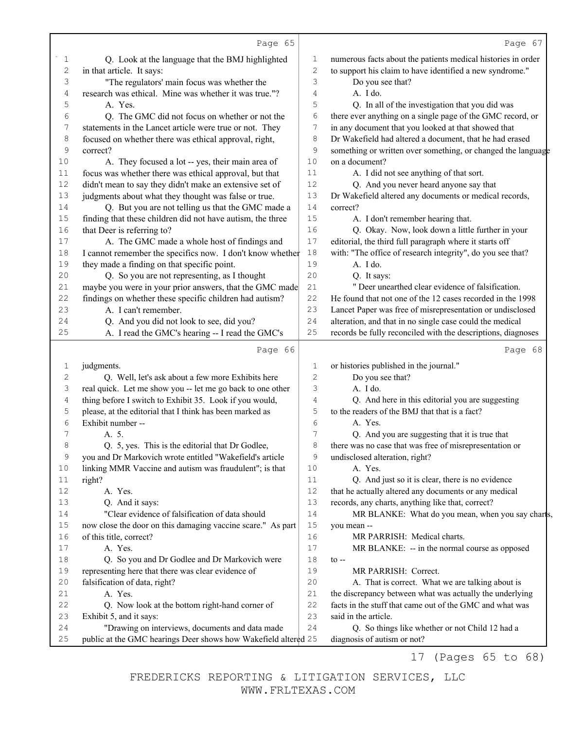Page 65

1 Q. Look at the language that the BMJ highlighted
2 in that article. It says:
3 "The regulators' main focus was whether the
4 research was ethical. Mine was whether it was true."?
5 A. Yes.
6 Q. The GMC did not focus on whether or not the
7 statements in the Lancet article were true or not. They
8 focused on whether there was ethical approval, right,
9 correct?
10 A. They focused a lot -- yes, their main area of
11 focus was whether there was ethical approval, but that
12 didn't mean to say they didn't make an extensive set of
13 judgments about what they thought was false or true.
14 Q. But you are not telling us that the GMC made a
15 finding that these children did not have autism, the three
16 that Deer is referring to?
17 A. The GMC made a whole host of findings and
18 I cannot remember the specifics now. I don't know whether
19 they made a finding on that specific point.
20 Q. So you are not representing, as I thought
21 maybe you were in your prior answers, that the GMC made
22 findings on whether these specific children had autism?
23 A. I can't remember.
24 Q. And you did not look to see, did you?
25 A. I read the GMC's hearing -- I read the GMC's

Page 66

1 judgments.
2 Q. Well, let's ask about a few more Exhibits here
3 real quick. Let me show you -- let me go back to one other
4 thing before I switch to Exhibit 35. Look if you would,
5 please, at the editorial that I think has been marked as
6 Exhibit number --
7 A. 5.
8 Q. 5, yes. This is the editorial that Dr Godlee,
9 you and Dr Markovich wrote entitled "Wakefield's article
10 linking MMR Vaccine and autism was fraudulent"; is that
11 right?
12 A. Yes.
13 Q. And it says:
14 "Clear evidence of falsification of data should
15 now close the door on this damaging vaccine scare." As part
16 of this title, correct?
17 A. Yes.
18 Q. So you and Dr Godlee and Dr Markovich were
19 representing here that there was clear evidence of
20 falsification of data, right?
21 A. Yes.
22 Q. Now look at the bottom right-hand corner of
23 Exhibit 5, and it says:
24 "Drawing on interviews, documents and data made
25 public at the GMC hearings Deer shows how Wakefield altered

Page 67

1 numerous facts about the patients medical histories in order
2 to support his claim to have identified a new syndrome."
3 Do you see that?
4 A. I do.
5 Q. In all of the investigation that you did was
6 there ever anything on a single page of the GMC record, or
7 in any document that you looked at that showed that
8 Dr Wakefield had altered a document, that he had erased
9 something or written over something, or changed the language
10 on a document?
11 A. I did not see anything of that sort.
12 Q. And you never heard anyone say that
13 Dr Wakefield altered any documents or medical records,
14 correct?
15 A. I don't remember hearing that.
16 Q. Okay. Now, look down a little further in your
17 editorial, the third full paragraph where it starts off
18 with: "The office of research integrity", do you see that?
19 A. I do.
20 Q. It says:
21 " Deer unearthed clear evidence of falsification.
22 He found that not one of the 12 cases recorded in the 1998
23 Lancet Paper was free of misrepresentation or undisclosed
24 alteration, and that in no single case could the medical
25 records be fully reconciled with the descriptions, diagnoses

Page 68

1 or histories published in the journal."
2 Do you see that?
3 A. I do.
4 Q. And here in this editorial you are suggesting
5 to the readers of the BMJ that that is a fact?
6 A. Yes.
7 Q. And you are suggesting that it is true that
8 there was no case that was free of misrepresentation or
9 undisclosed alteration, right?
10 A. Yes.
11 Q. And just so it is clear, there is no evidence
12 that he actually altered any documents or any medical
13 records, any charts, anything like that, correct?
14 MR BLANKE: What do you mean, when you say charts,
15 you mean --
16 MR PARRISH: Medical charts.
17 MR BLANKE: -- in the normal course as opposed
18 to --
19 MR PARRISH: Correct.
20 A. That is correct. What we are talking about is
21 the discrepancy between what was actually the underlying
22 facts in the stuff that came out of the GMC and what was
23 said in the article.
24 Q. So things like whether or not Child 12 had a
25 diagnosis of autism or not?

17 (Pages 65 to 68)

FREDERICKS REPORTING & LITIGATION SERVICES, LLC
WWW.FRLTEXAS.COM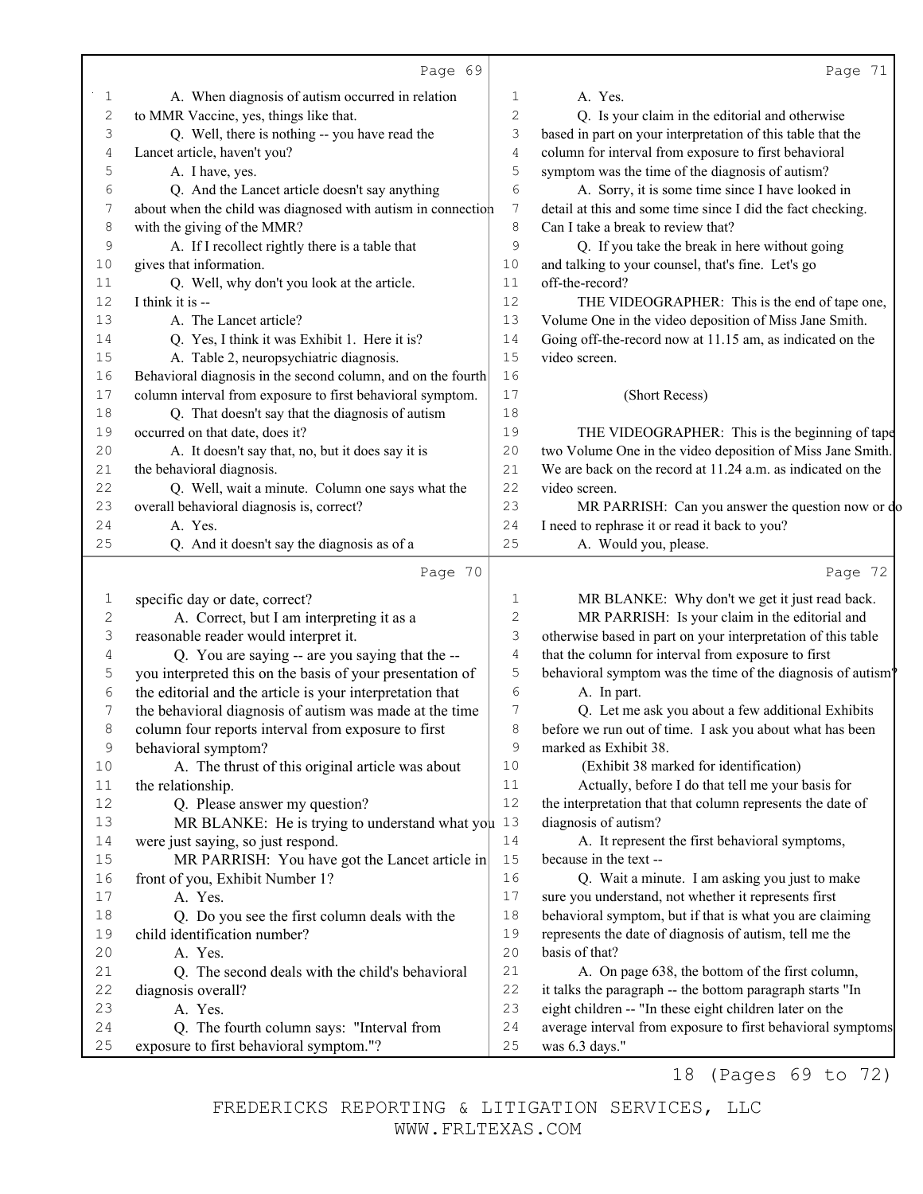Page 69

1 A. When diagnosis of autism occurred in relation
2 to MMR Vaccine, yes, things like that.
3 Q. Well, there is nothing -- you have read the
4 Lancet article, haven't you?
5 A. I have, yes.
6 Q. And the Lancet article doesn't say anything
7 about when the child was diagnosed with autism in connection
8 with the giving of the MMR?
9 A. If I recollect rightly there is a table that
10 gives that information.
11 Q. Well, why don't you look at the article.
12 I think it is --
13 A. The Lancet article?
14 Q. Yes, I think it was Exhibit 1. Here it is?
15 A. Table 2, neuropsychiatric diagnosis.
16 Behavioral diagnosis in the second column, and on the fourth
17 column interval from exposure to first behavioral symptom.
18 Q. That doesn't say that the diagnosis of autism
19 occurred on that date, does it?
20 A. It doesn't say that, no, but it does say it is
21 the behavioral diagnosis.
22 Q. Well, wait a minute. Column one says what the
23 overall behavioral diagnosis is, correct?
24 A. Yes.
25 Q. And it doesn't say the diagnosis as of a

Page 70

1 specific day or date, correct?
2 A. Correct, but I am interpreting it as a
3 reasonable reader would interpret it.
4 Q. You are saying -- are you saying that the --
5 you interpreted this on the basis of your presentation of
6 the editorial and the article is your interpretation that
7 the behavioral diagnosis of autism was made at the time
8 column four reports interval from exposure to first
9 behavioral symptom?
10 A. The thrust of this original article was about
11 the relationship.
12 Q. Please answer my question?
13 MR BLANKE: He is trying to understand what you
14 were just saying, so just respond.
15 MR PARRISH: You have got the Lancet article in
16 front of you, Exhibit Number 1?
17 A. Yes.
18 Q. Do you see the first column deals with the
19 child identification number?
20 A. Yes.
21 Q. The second deals with the child's behavioral
22 diagnosis overall?
23 A. Yes.
24 Q. The fourth column says: "Interval from
25 exposure to first behavioral symptom."?

Page 71

1 A. Yes.
2 Q. Is your claim in the editorial and otherwise
3 based in part on your interpretation of this table that the
4 column for interval from exposure to first behavioral
5 symptom was the time of the diagnosis of autism?
6 A. Sorry, it is some time since I have looked in
7 detail at this and some time since I did the fact checking.
8 Can I take a break to review that?
9 Q. If you take the break in here without going
10 and talking to your counsel, that's fine. Let's go
11 off-the-record?
12 THE VIDEOGRAPHER: This is the end of tape one,
13 Volume One in the video deposition of Miss Jane Smith.
14 Going off-the-record now at 11.15 am, as indicated on the
15 video screen.
16
17 (Short Recess)
18
19 THE VIDEOGRAPHER: This is the beginning of tape
20 two Volume One in the video deposition of Miss Jane Smith.
21 We are back on the record at 11.24 a.m. as indicated on the
22 video screen.
23 MR PARRISH: Can you answer the question now or do
24 I need to rephrase it or read it back to you?
25 A. Would you, please.

Page 72

1 MR BLANKE: Why don't we get it just read back.
2 MR PARRISH: Is your claim in the editorial and
3 otherwise based in part on your interpretation of this table
4 that the column for interval from exposure to first
5 behavioral symptom was the time of the diagnosis of autism?
6 A. In part.
7 Q. Let me ask you about a few additional Exhibits
8 before we run out of time. I ask you about what has been
9 marked as Exhibit 38.
10 (Exhibit 38 marked for identification)
11 Actually, before I do that tell me your basis for
12 the interpretation that that column represents the date of
13 diagnosis of autism?
14 A. It represent the first behavioral symptoms,
15 because in the text --
16 Q. Wait a minute. I am asking you just to make
17 sure you understand, not whether it represents first
18 behavioral symptom, but if that is what you are claiming
19 represents the date of diagnosis of autism, tell me the
20 basis of that?
21 A. On page 638, the bottom of the first column,
22 it talks the paragraph -- the bottom paragraph starts "In
23 eight children -- "In these eight children later on the
24 average interval from exposure to first behavioral symptoms
25 was 6.3 days."

18 (Pages 69 to 72)

FREDERICKS REPORTING & LITIGATION SERVICES, LLC
WWW.FRLTEXAS.COM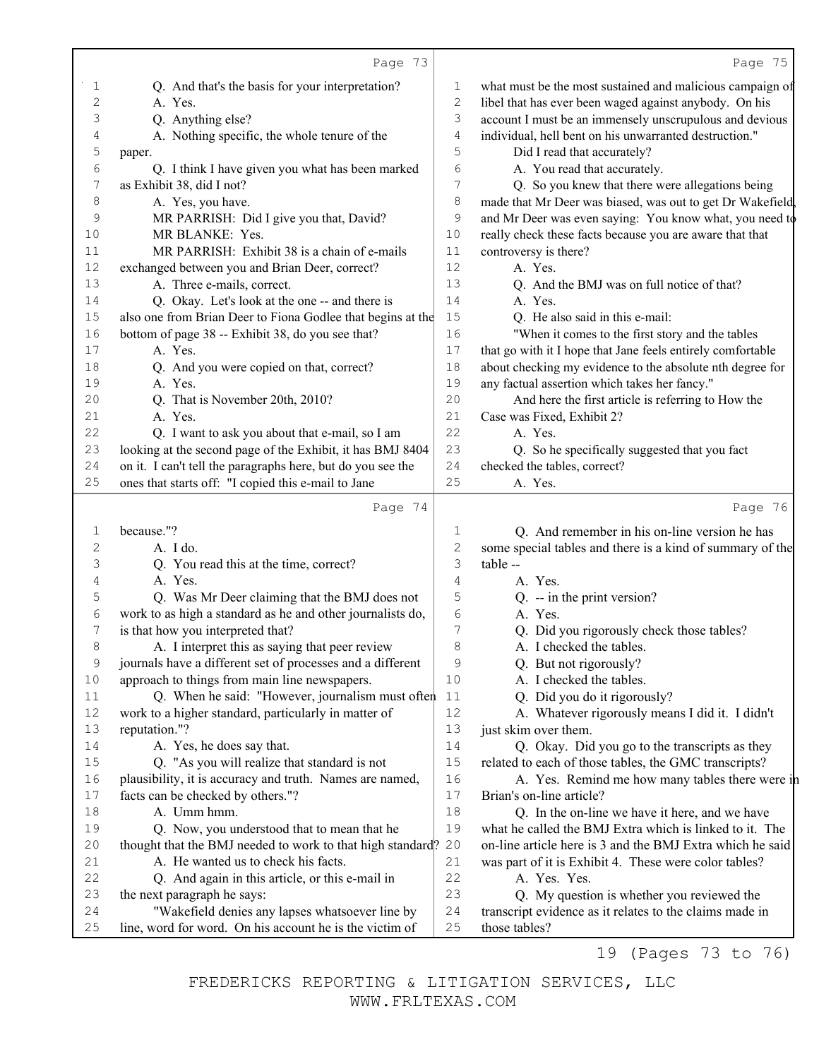## Page 73

Q. And that's the basis for your interpretation?

A. Yes.

Q. Anything else?

A. Nothing specific, the whole tenure of the paper.

Q. I think I have given you what has been marked as Exhibit 38, did I not?

A. Yes, you have.

MR PARRISH: Did I give you that, David?

MR BLANKE: Yes.

MR PARRISH: Exhibit 38 is a chain of e-mails exchanged between you and Brian Deer, correct?

A. Three e-mails, correct.

Q. Okay. Let's look at the one -- and there is also one from Brian Deer to Fiona Godlee that begins at the bottom of page 38 -- Exhibit 38, do you see that?

A. Yes.

Q. And you were copied on that, correct?

A. Yes.

Q. That is November 20th, 2010?

A. Yes.

Q. I want to ask you about that e-mail, so I am looking at the second page of the Exhibit, it has BMJ 8404 on it. I can't tell the paragraphs here, but do you see the ones that starts off: "I copied this e-mail to Jane

## Page 74

because."?

A. I do.

Q. You read this at the time, correct?

A. Yes.

Q. Was Mr Deer claiming that the BMJ does not work to as high a standard as he and other journalists do, is that how you interpreted that?

A. I interpret this as saying that peer review journals have a different set of processes and a different approach to things from main line newspapers.

Q. When he said: "However, journalism must often work to a higher standard, particularly in matter of reputation."?

A. Yes, he does say that.

Q. "As you will realize that standard is not plausibility, it is accuracy and truth. Names are named, facts can be checked by others."?

A. Umm hmm.

Q. Now, you understood that to mean that he thought that the BMJ needed to work to that high standard?

A. He wanted us to check his facts.

Q. And again in this article, or this e-mail in the next paragraph he says:

"Wakefield denies any lapses whatsoever line by line, word for word. On his account he is the victim of

## Page 75

what must be the most sustained and malicious campaign of libel that has ever been waged against anybody. On his account I must be an immensely unscrupulous and devious individual, hell bent on his unwarranted destruction."

Did I read that accurately?

A. You read that accurately.

Q. So you knew that there were allegations being made that Mr Deer was biased, was out to get Dr Wakefield, and Mr Deer was even saying: You know what, you need to really check these facts because you are aware that that controversy is there?

A. Yes.

Q. And the BMJ was on full notice of that?

A. Yes.

Q. He also said in this e-mail:

"When it comes to the first story and the tables that go with it I hope that Jane feels entirely comfortable about checking my evidence to the absolute nth degree for any factual assertion which takes her fancy."

And here the first article is referring to How the Case was Fixed, Exhibit 2?

A. Yes.

Q. So he specifically suggested that you fact checked the tables, correct?

A. Yes.

## Page 76

Q. And remember in his on-line version he has some special tables and there is a kind of summary of the table --

A. Yes.

Q. -- in the print version?

A. Yes.

Q. Did you rigorously check those tables?

A. I checked the tables.

Q. But not rigorously?

A. I checked the tables.

Q. Did you do it rigorously?

A. Whatever rigorously means I did it. I didn't just skim over them.

Q. Okay. Did you go to the transcripts as they related to each of those tables, the GMC transcripts?

A. Yes. Remind me how many tables there were in Brian's on-line article?

Q. In the on-line we have it here, and we have what he called the BMJ Extra which is linked to it. The on-line article here is 3 and the BMJ Extra which he said was part of it is Exhibit 4. These were color tables?

A. Yes. Yes.

Q. My question is whether you reviewed the transcript evidence as it relates to the claims made in those tables?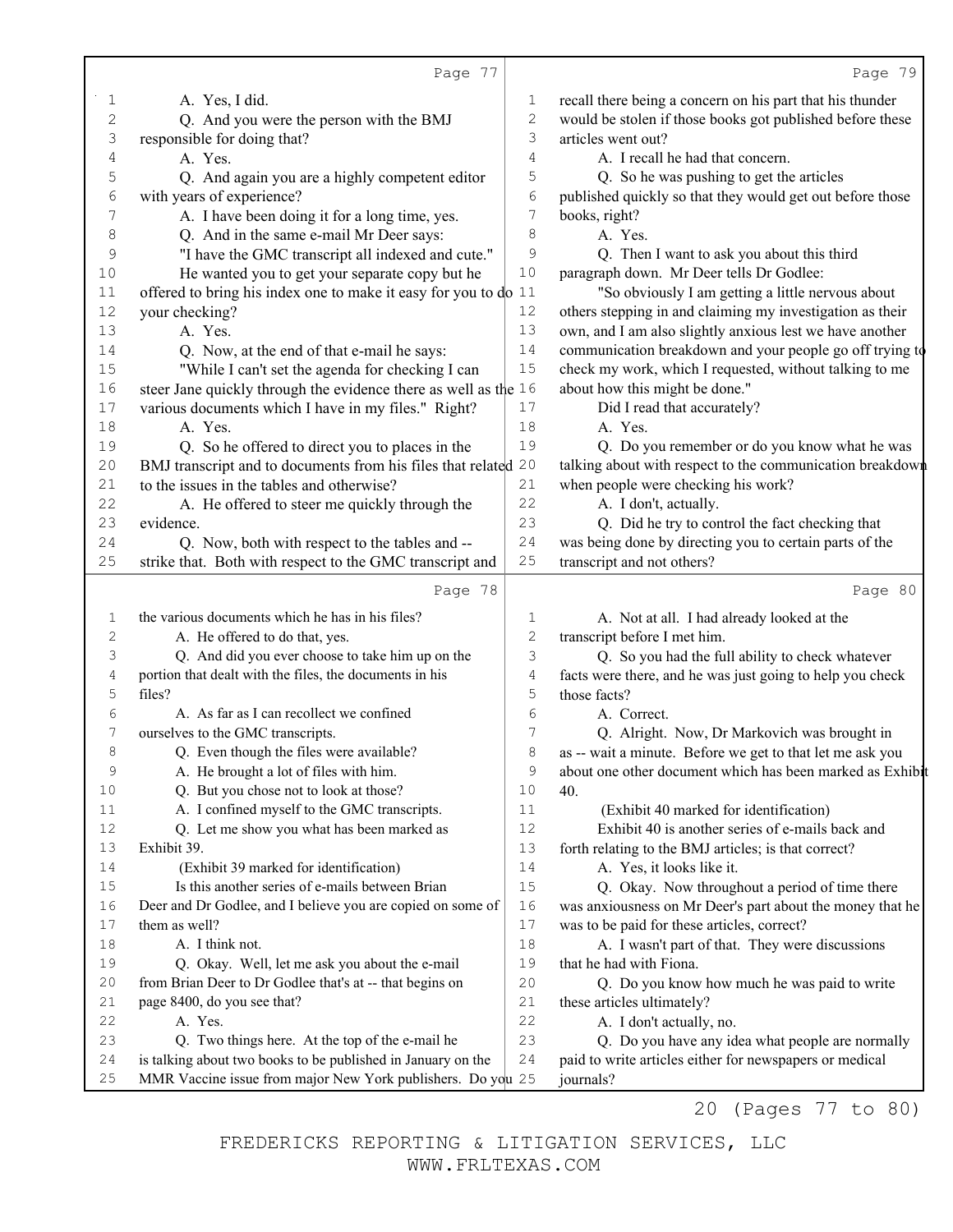Page 77

1 A. Yes, I did.
2 Q. And you were the person with the BMJ
3 responsible for doing that?
4 A. Yes.
5 Q. And again you are a highly competent editor
6 with years of experience?
7 A. I have been doing it for a long time, yes.
8 Q. And in the same e-mail Mr Deer says:
9 "I have the GMC transcript all indexed and cute."
10 He wanted you to get your separate copy but he
11 offered to bring his index one to make it easy for you to do
12 your checking?
13 A. Yes.
14 Q. Now, at the end of that e-mail he says:
15 "While I can't set the agenda for checking I can
16 steer Jane quickly through the evidence there as well as the
17 various documents which I have in my files." Right?
18 A. Yes.
19 Q. So he offered to direct you to places in the
20 BMJ transcript and to documents from his files that related
21 to the issues in the tables and otherwise?
22 A. He offered to steer me quickly through the
23 evidence.
24 Q. Now, both with respect to the tables and --
25 strike that. Both with respect to the GMC transcript and

Page 78

1 the various documents which he has in his files?
2 A. He offered to do that, yes.
3 Q. And did you ever choose to take him up on the
4 portion that dealt with the files, the documents in his
5 files?
6 A. As far as I can recollect we confined
7 ourselves to the GMC transcripts.
8 Q. Even though the files were available?
9 A. He brought a lot of files with him.
10 Q. But you chose not to look at those?
11 A. I confined myself to the GMC transcripts.
12 Q. Let me show you what has been marked as
13 Exhibit 39.
14 (Exhibit 39 marked for identification)
15 Is this another series of e-mails between Brian
16 Deer and Dr Godlee, and I believe you are copied on some of
17 them as well?
18 A. I think not.
19 Q. Okay. Well, let me ask you about the e-mail
20 from Brian Deer to Dr Godlee that's at -- that begins on
21 page 8400, do you see that?
22 A. Yes.
23 Q. Two things here. At the top of the e-mail he
24 is talking about two books to be published in January on the
25 MMR Vaccine issue from major New York publishers. Do you

Page 79

1 recall there being a concern on his part that his thunder
2 would be stolen if those books got published before these
3 articles went out?
4 A. I recall he had that concern.
5 Q. So he was pushing to get the articles
6 published quickly so that they would get out before those
7 books, right?
8 A. Yes.
9 Q. Then I want to ask you about this third
10 paragraph down. Mr Deer tells Dr Godlee:
11 "So obviously I am getting a little nervous about
12 others stepping in and claiming my investigation as their
13 own, and I am also slightly anxious lest we have another
14 communication breakdown and your people go off trying to
15 check my work, which I requested, without talking to me
16 about how this might be done."
17 Did I read that accurately?
18 A. Yes.
19 Q. Do you remember or do you know what he was
20 talking about with respect to the communication breakdown
21 when people were checking his work?
22 A. I don't, actually.
23 Q. Did he try to control the fact checking that
24 was being done by directing you to certain parts of the
25 transcript and not others?

Page 80

1 A. Not at all. I had already looked at the
2 transcript before I met him.
3 Q. So you had the full ability to check whatever
4 facts were there, and he was just going to help you check
5 those facts?
6 A. Correct.
7 Q. Alright. Now, Dr Markovich was brought in
8 as -- wait a minute. Before we get to that let me ask you
9 about one other document which has been marked as Exhibit
10 40.
11 (Exhibit 40 marked for identification)
12 Exhibit 40 is another series of e-mails back and
13 forth relating to the BMJ articles; is that correct?
14 A. Yes, it looks like it.
15 Q. Okay. Now throughout a period of time there
16 was anxiousness on Mr Deer's part about the money that he
17 was to be paid for these articles, correct?
18 A. I wasn't part of that. They were discussions
19 that he had with Fiona.
20 Q. Do you know how much he was paid to write
21 these articles ultimately?
22 A. I don't actually, no.
23 Q. Do you have any idea what people are normally
24 paid to write articles either for newspapers or medical
25 journals?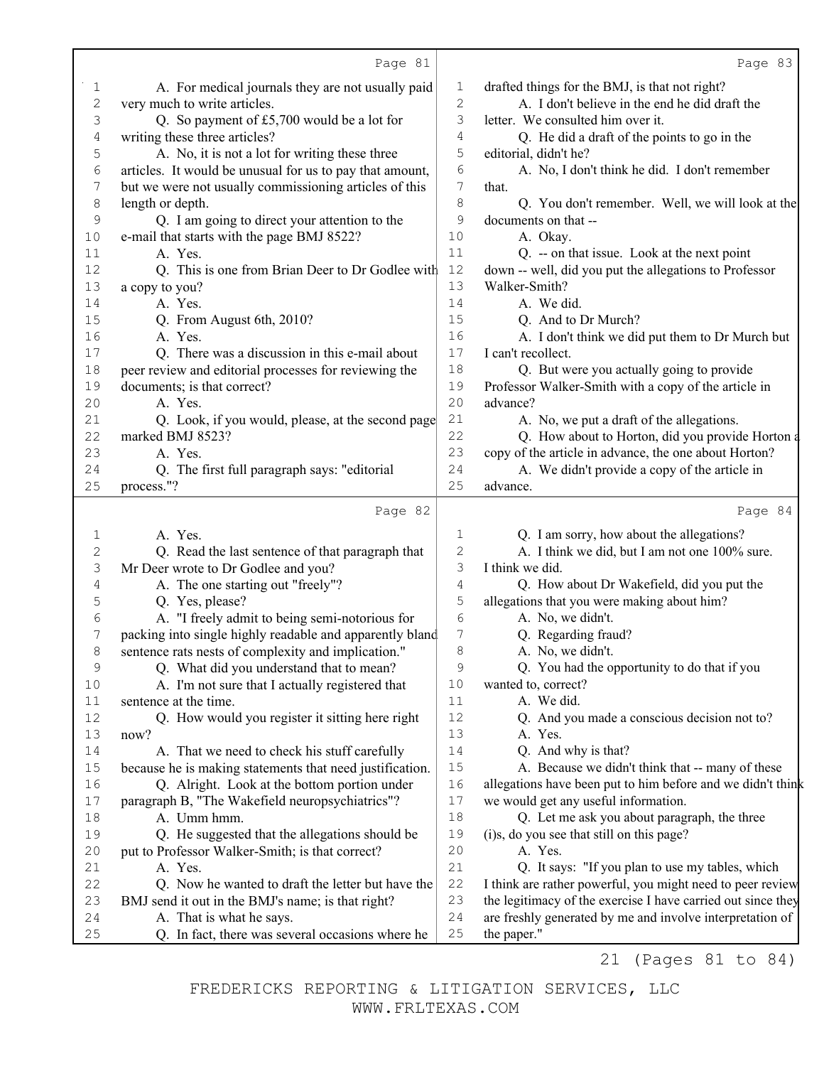Page 81

1 A. For medical journals they are not usually paid
2 very much to write articles.
3 Q. So payment of £5,700 would be a lot for
4 writing these three articles?
5 A. No, it is not a lot for writing these three
6 articles. It would be unusual for us to pay that amount,
7 but we were not usually commissioning articles of this
8 length or depth.
9 Q. I am going to direct your attention to the
10 e-mail that starts with the page BMJ 8522?
11 A. Yes.
12 Q. This is one from Brian Deer to Dr Godlee with
13 a copy to you?
14 A. Yes.
15 Q. From August 6th, 2010?
16 A. Yes.
17 Q. There was a discussion in this e-mail about
18 peer review and editorial processes for reviewing the
19 documents; is that correct?
20 A. Yes.
21 Q. Look, if you would, please, at the second page
22 marked BMJ 8523?
23 A. Yes.
24 Q. The first full paragraph says: "editorial
25 process."?

Page 82

1 A. Yes.
2 Q. Read the last sentence of that paragraph that
3 Mr Deer wrote to Dr Godlee and you?
4 A. The one starting out "freely"?
5 Q. Yes, please?
6 A. "I freely admit to being semi-notorious for
7 packing into single highly readable and apparently bland
8 sentence rats nests of complexity and implication."
9 Q. What did you understand that to mean?
10 A. I'm not sure that I actually registered that
11 sentence at the time.
12 Q. How would you register it sitting here right
13 now?
14 A. That we need to check his stuff carefully
15 because he is making statements that need justification.
16 Q. Alright. Look at the bottom portion under
17 paragraph B, "The Wakefield neuropsychiatrics"?
18 A. Umm hmm.
19 Q. He suggested that the allegations should be
20 put to Professor Walker-Smith; is that correct?
21 A. Yes.
22 Q. Now he wanted to draft the letter but have the
23 BMJ send it out in the BMJ's name; is that right?
24 A. That is what he says.
25 Q. In fact, there was several occasions where he

Page 83

1 drafted things for the BMJ, is that not right?
2 A. I don't believe in the end he did draft the
3 letter. We consulted him over it.
4 Q. He did a draft of the points to go in the
5 editorial, didn't he?
6 A. No, I don't think he did. I don't remember
7 that.
8 Q. You don't remember. Well, we will look at the
9 documents on that --
10 A. Okay.
11 Q. -- on that issue. Look at the next point
12 down -- well, did you put the allegations to Professor
13 Walker-Smith?
14 A. We did.
15 Q. And to Dr Murch?
16 A. I don't think we did put them to Dr Murch but
17 I can't recollect.
18 Q. But were you actually going to provide
19 Professor Walker-Smith with a copy of the article in
20 advance?
21 A. No, we put a draft of the allegations.
22 Q. How about to Horton, did you provide Horton a
23 copy of the article in advance, the one about Horton?
24 A. We didn't provide a copy of the article in
25 advance.

Page 84

1 Q. I am sorry, how about the allegations?
2 A. I think we did, but I am not one 100% sure.
3 I think we did.
4 Q. How about Dr Wakefield, did you put the
5 allegations that you were making about him?
6 A. No, we didn't.
7 Q. Regarding fraud?
8 A. No, we didn't.
9 Q. You had the opportunity to do that if you
10 wanted to, correct?
11 A. We did.
12 Q. And you made a conscious decision not to?
13 A. Yes.
14 Q. And why is that?
15 A. Because we didn't think that -- many of these
16 allegations have been put to him before and we didn't think
17 we would get any useful information.
18 Q. Let me ask you about paragraph, the three
19 (i)s, do you see that still on this page?
20 A. Yes.
21 Q. It says: "If you plan to use my tables, which
22 I think are rather powerful, you might need to peer review
23 the legitimacy of the exercise I have carried out since they
24 are freshly generated by me and involve interpretation of
25 the paper."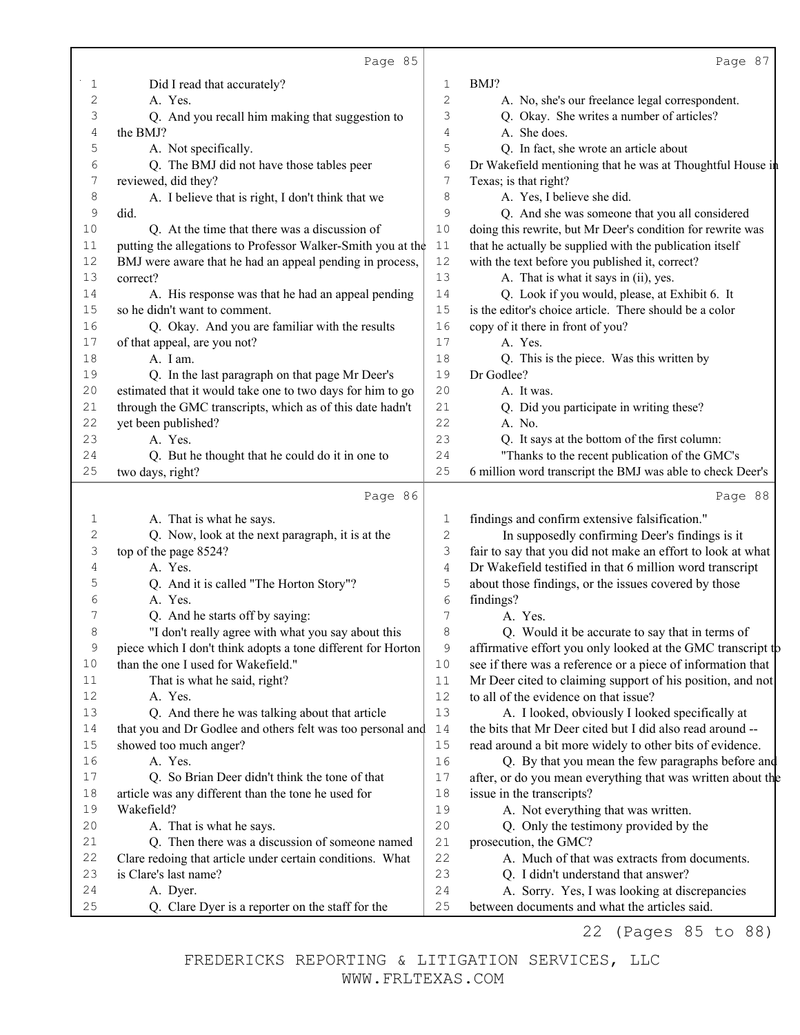Page 85

1 Did I read that accurately?
2 A. Yes.
3 Q. And you recall him making that suggestion to
4 the BMJ?
5 A. Not specifically.
6 Q. The BMJ did not have those tables peer
7 reviewed, did they?
8 A. I believe that is right, I don't think that we
9 did.
10 Q. At the time that there was a discussion of
11 putting the allegations to Professor Walker-Smith you at the
12 BMJ were aware that he had an appeal pending in process,
13 correct?
14 A. His response was that he had an appeal pending
15 so he didn't want to comment.
16 Q. Okay. And you are familiar with the results
17 of that appeal, are you not?
18 A. I am.
19 Q. In the last paragraph on that page Mr Deer's
20 estimated that it would take one to two days for him to go
21 through the GMC transcripts, which as of this date hadn't
22 yet been published?
23 A. Yes.
24 Q. But he thought that he could do it in one to
25 two days, right?

Page 86

1 A. That is what he says.
2 Q. Now, look at the next paragraph, it is at the
3 top of the page 8524?
4 A. Yes.
5 Q. And it is called "The Horton Story"?
6 A. Yes.
7 Q. And he starts off by saying:
8 "I don't really agree with what you say about this
9 piece which I don't think adopts a tone different for Horton
10 than the one I used for Wakefield."
11 That is what he said, right?
12 A. Yes.
13 Q. And there he was talking about that article
14 that you and Dr Godlee and others felt was too personal and
15 showed too much anger?
16 A. Yes.
17 Q. So Brian Deer didn't think the tone of that
18 article was any different than the tone he used for
19 Wakefield?
20 A. That is what he says.
21 Q. Then there was a discussion of someone named
22 Clare redoing that article under certain conditions. What
23 is Clare's last name?
24 A. Dyer.
25 Q. Clare Dyer is a reporter on the staff for the

Page 87

1 BMJ?
2 A. No, she's our freelance legal correspondent.
3 Q. Okay. She writes a number of articles?
4 A. She does.
5 Q. In fact, she wrote an article about
6 Dr Wakefield mentioning that he was at Thoughtful House in
7 Texas; is that right?
8 A. Yes, I believe she did.
9 Q. And she was someone that you all considered
10 doing this rewrite, but Mr Deer's condition for rewrite was
11 that he actually be supplied with the publication itself
12 with the text before you published it, correct?
13 A. That is what it says in (ii), yes.
14 Q. Look if you would, please, at Exhibit 6. It
15 is the editor's choice article. There should be a color
16 copy of it there in front of you?
17 A. Yes.
18 Q. This is the piece. Was this written by
19 Dr Godlee?
20 A. It was.
21 Q. Did you participate in writing these?
22 A. No.
23 Q. It says at the bottom of the first column:
24 "Thanks to the recent publication of the GMC's
25 6 million word transcript the BMJ was able to check Deer's

Page 88

1 findings and confirm extensive falsification."
2 In supposedly confirming Deer's findings is it
3 fair to say that you did not make an effort to look at what
4 Dr Wakefield testified in that 6 million word transcript
5 about those findings, or the issues covered by those
6 findings?
7 A. Yes.
8 Q. Would it be accurate to say that in terms of
9 affirmative effort you only looked at the GMC transcript to
10 see if there was a reference or a piece of information that
11 Mr Deer cited to claiming support of his position, and not
12 to all of the evidence on that issue?
13 A. I looked, obviously I looked specifically at
14 the bits that Mr Deer cited but I did also read around --
15 read around a bit more widely to other bits of evidence.
16 Q. By that you mean the few paragraphs before and
17 after, or do you mean everything that was written about the
18 issue in the transcripts?
19 A. Not everything that was written.
20 Q. Only the testimony provided by the
21 prosecution, the GMC?
22 A. Much of that was extracts from documents.
23 Q. I didn't understand that answer?
24 A. Sorry. Yes, I was looking at discrepancies
25 between documents and what the articles said.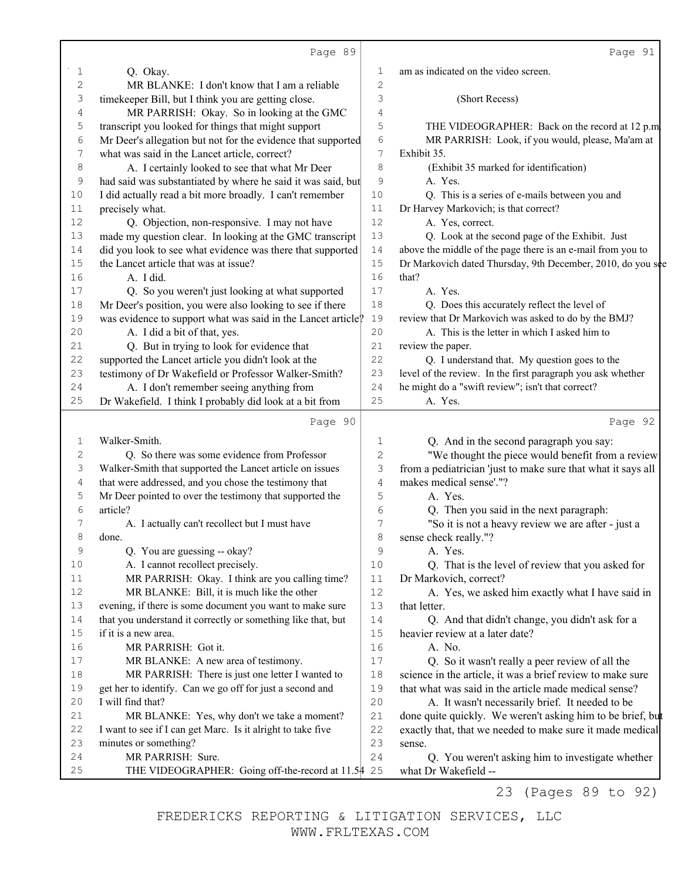Page 89

Q. Okay.

MR BLANKE: I don't know that I am a reliable timekeeper Bill, but I think you are getting close.

MR PARRISH: Okay. So in looking at the GMC transcript you looked for things that might support Mr Deer's allegation but not for the evidence that supported what was said in the Lancet article, correct?

A. I certainly looked to see that what Mr Deer had said was substantiated by where he said it was said, but I did actually read a bit more broadly. I can't remember precisely what.

Q. Objection, non-responsive. I may not have made my question clear. In looking at the GMC transcript did you look to see what evidence was there that supported the Lancet article that was at issue?

A. I did.

Q. So you weren't just looking at what supported Mr Deer's position, you were also looking to see if there was evidence to support what was said in the Lancet article?

A. I did a bit of that, yes.

Q. But in trying to look for evidence that supported the Lancet article you didn't look at the testimony of Dr Wakefield or Professor Walker-Smith?

A. I don't remember seeing anything from Dr Wakefield. I think I probably did look at a bit from

Page 90

Walker-Smith.

Q. So there was some evidence from Professor Walker-Smith that supported the Lancet article on issues that were addressed, and you chose the testimony that Mr Deer pointed to over the testimony that supported the article?

A. I actually can't recollect but I must have done.

Q. You are guessing -- okay?

A. I cannot recollect precisely.

MR PARRISH: Okay. I think are you calling time?

MR BLANKE: Bill, it is much like the other evening, if there is some document you want to make sure that you understand it correctly or something like that, but if it is a new area.

MR PARRISH: Got it.

MR BLANKE: A new area of testimony.

MR PARRISH: There is just one letter I wanted to get her to identify. Can we go off for just a second and I will find that?

MR BLANKE: Yes, why don't we take a moment? I want to see if I can get Marc. Is it alright to take five minutes or something?

MR PARRISH: Sure.

THE VIDEOGRAPHER: Going off-the-record at 11.54

Page 91

am as indicated on the video screen.

(Short Recess)

THE VIDEOGRAPHER: Back on the record at 12 p.m.

MR PARRISH: Look, if you would, please, Ma'am at Exhibit 35.

(Exhibit 35 marked for identification)

A. Yes.

Q. This is a series of e-mails between you and Dr Harvey Markovich; is that correct?

A. Yes, correct.

Q. Look at the second page of the Exhibit. Just above the middle of the page there is an e-mail from you to Dr Markovich dated Thursday, 9th December, 2010, do you see that?

A. Yes.

Q. Does this accurately reflect the level of review that Dr Markovich was asked to do by the BMJ?

A. This is the letter in which I asked him to review the paper.

Q. I understand that. My question goes to the level of the review. In the first paragraph you ask whether he might do a "swift review"; isn't that correct?

A. Yes.

Page 92

Q. And in the second paragraph you say:

"We thought the piece would benefit from a review from a pediatrician 'just to make sure that what it says all makes medical sense'."?

A. Yes.

Q. Then you said in the next paragraph:

"So it is not a heavy review we are after - just a sense check really."?

A. Yes.

Q. That is the level of review that you asked for Dr Markovich, correct?

A. Yes, we asked him exactly what I have said in that letter.

Q. And that didn't change, you didn't ask for a heavier review at a later date?

A. No.

Q. So it wasn't really a peer review of all the science in the article, it was a brief review to make sure that what was said in the article made medical sense?

A. It wasn't necessarily brief. It needed to be done quite quickly. We weren't asking him to be brief, but exactly that, that we needed to make sure it made medical sense.

Q. You weren't asking him to investigate whether what Dr Wakefield --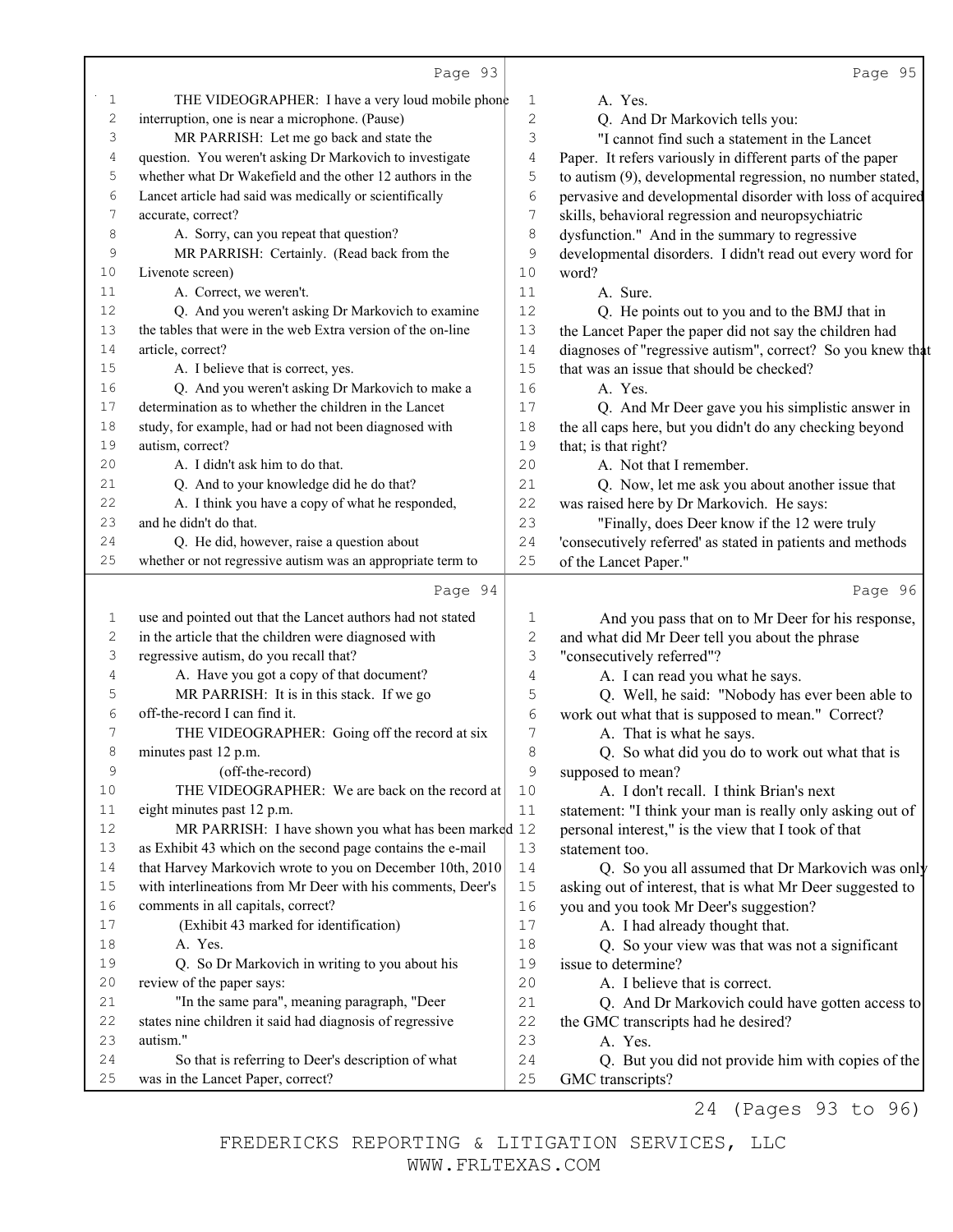Page 93

1 THE VIDEOGRAPHER: I have a very loud mobile phone
2 interruption, one is near a microphone. (Pause)
3 MR PARRISH: Let me go back and state the
4 question. You weren't asking Dr Markovich to investigate
5 whether what Dr Wakefield and the other 12 authors in the
6 Lancet article had said was medically or scientifically
7 accurate, correct?
8 A. Sorry, can you repeat that question?
9 MR PARRISH: Certainly. (Read back from the
10 Livenote screen)
11 A. Correct, we weren't.
12 Q. And you weren't asking Dr Markovich to examine
13 the tables that were in the web Extra version of the on-line
14 article, correct?
15 A. I believe that is correct, yes.
16 Q. And you weren't asking Dr Markovich to make a
17 determination as to whether the children in the Lancet
18 study, for example, had or had not been diagnosed with
19 autism, correct?
20 A. I didn't ask him to do that.
21 Q. And to your knowledge did he do that?
22 A. I think you have a copy of what he responded,
23 and he didn't do that.
24 Q. He did, however, raise a question about
25 whether or not regressive autism was an appropriate term to

Page 94

1 use and pointed out that the Lancet authors had not stated
2 in the article that the children were diagnosed with
3 regressive autism, do you recall that?
4 A. Have you got a copy of that document?
5 MR PARRISH: It is in this stack. If we go
6 off-the-record I can find it.
7 THE VIDEOGRAPHER: Going off the record at six
8 minutes past 12 p.m.
9 (off-the-record)
10 THE VIDEOGRAPHER: We are back on the record at
11 eight minutes past 12 p.m.
12 MR PARRISH: I have shown you what has been marked
13 as Exhibit 43 which on the second page contains the e-mail
14 that Harvey Markovich wrote to you on December 10th, 2010
15 with interlineations from Mr Deer with his comments, Deer's
16 comments in all capitals, correct?
17 (Exhibit 43 marked for identification)
18 A. Yes.
19 Q. So Dr Markovich in writing to you about his
20 review of the paper says:
21 "In the same para", meaning paragraph, "Deer
22 states nine children it said had diagnosis of regressive
23 autism."
24 So that is referring to Deer's description of what
25 was in the Lancet Paper, correct?

Page 95

1 A. Yes.
2 Q. And Dr Markovich tells you:
3 "I cannot find such a statement in the Lancet
4 Paper. It refers variously in different parts of the paper
5 to autism (9), developmental regression, no number stated,
6 pervasive and developmental disorder with loss of acquired
7 skills, behavioral regression and neuropsychiatric
8 dysfunction." And in the summary to regressive
9 developmental disorders. I didn't read out every word for
10 word?
11 A. Sure.
12 Q. He points out to you and to the BMJ that in
13 the Lancet Paper the paper did not say the children had
14 diagnoses of "regressive autism", correct? So you knew that
15 that was an issue that should be checked?
16 A. Yes.
17 Q. And Mr Deer gave you his simplistic answer in
18 the all caps here, but you didn't do any checking beyond
19 that; is that right?
20 A. Not that I remember.
21 Q. Now, let me ask you about another issue that
22 was raised here by Dr Markovich. He says:
23 "Finally, does Deer know if the 12 were truly
24 'consecutively referred' as stated in patients and methods
25 of the Lancet Paper."

Page 96

1 And you pass that on to Mr Deer for his response,
2 and what did Mr Deer tell you about the phrase
3 "consecutively referred"?
4 A. I can read you what he says.
5 Q. Well, he said: "Nobody has ever been able to
6 work out what that is supposed to mean." Correct?
7 A. That is what he says.
8 Q. So what did you do to work out what that is
9 supposed to mean?
10 A. I don't recall. I think Brian's next
11 statement: "I think your man is really only asking out of
12 personal interest," is the view that I took of that
13 statement too.
14 Q. So you all assumed that Dr Markovich was only
15 asking out of interest, that is what Mr Deer suggested to
16 you and you took Mr Deer's suggestion?
17 A. I had already thought that.
18 Q. So your view was that was not a significant
19 issue to determine?
20 A. I believe that is correct.
21 Q. And Dr Markovich could have gotten access to
22 the GMC transcripts had he desired?
23 A. Yes.
24 Q. But you did not provide him with copies of the
25 GMC transcripts?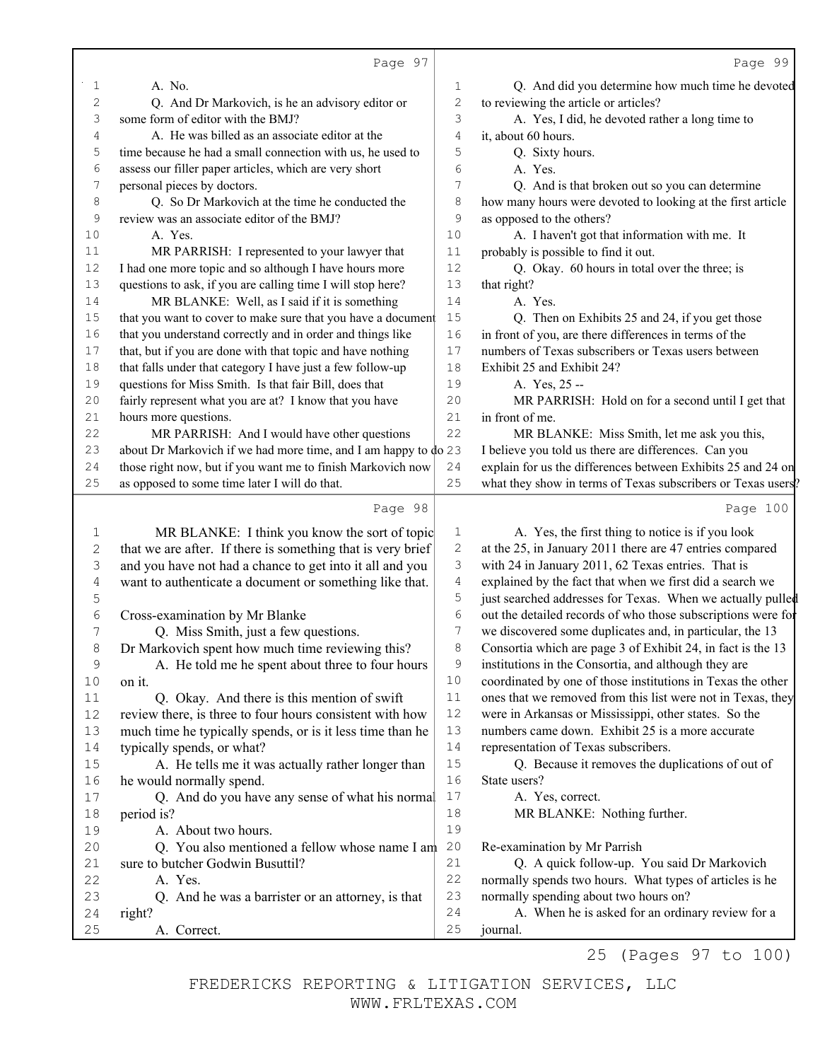Page 97

1 A. No.
2 Q. And Dr Markovich, is he an advisory editor or
3 some form of editor with the BMJ?
4 A. He was billed as an associate editor at the
5 time because he had a small connection with us, he used to
6 assess our filler paper articles, which are very short
7 personal pieces by doctors.
8 Q. So Dr Markovich at the time he conducted the
9 review was an associate editor of the BMJ?
10 A. Yes.
11 MR PARRISH: I represented to your lawyer that
12 I had one more topic and so although I have hours more
13 questions to ask, if you are calling time I will stop here?
14 MR BLANKE: Well, as I said if it is something
15 that you want to cover to make sure that you have a document
16 that you understand correctly and in order and things like
17 that, but if you are done with that topic and have nothing
18 that falls under that category I have just a few follow-up
19 questions for Miss Smith. Is that fair Bill, does that
20 fairly represent what you are at? I know that you have
21 hours more questions.
22 MR PARRISH: And I would have other questions
23 about Dr Markovich if we had more time, and I am happy to do
24 those right now, but if you want me to finish Markovich now
25 as opposed to some time later I will do that.

Page 98

1 MR BLANKE: I think you know the sort of topic
2 that we are after. If there is something that is very brief
3 and you have not had a chance to get into it all and you
4 want to authenticate a document or something like that.
5
6 Cross-examination by Mr Blanke
7 Q. Miss Smith, just a few questions.
8 Dr Markovich spent how much time reviewing this?
9 A. He told me he spent about three to four hours
10 on it.
11 Q. Okay. And there is this mention of swift
12 review there, is three to four hours consistent with how
13 much time he typically spends, or is it less time than he
14 typically spends, or what?
15 A. He tells me it was actually rather longer than
16 he would normally spend.
17 Q. And do you have any sense of what his normal
18 period is?
19 A. About two hours.
20 Q. You also mentioned a fellow whose name I am
21 sure to butcher Godwin Busuttil?
22 A. Yes.
23 Q. And he was a barrister or an attorney, is that
24 right?
25 A. Correct.

Page 99

1 Q. And did you determine how much time he devoted
2 to reviewing the article or articles?
3 A. Yes, I did, he devoted rather a long time to
4 it, about 60 hours.
5 Q. Sixty hours.
6 A. Yes.
7 Q. And is that broken out so you can determine
8 how many hours were devoted to looking at the first article
9 as opposed to the others?
10 A. I haven't got that information with me. It
11 probably is possible to find it out.
12 Q. Okay. 60 hours in total over the three; is
13 that right?
14 A. Yes.
15 Q. Then on Exhibits 25 and 24, if you get those
16 in front of you, are there differences in terms of the
17 numbers of Texas subscribers or Texas users between
18 Exhibit 25 and Exhibit 24?
19 A. Yes, 25 --
20 MR PARRISH: Hold on for a second until I get that
21 in front of me.
22 MR BLANKE: Miss Smith, let me ask you this,
23 I believe you told us there are differences. Can you
24 explain for us the differences between Exhibits 25 and 24 on
25 what they show in terms of Texas subscribers or Texas users?

Page 100

1 A. Yes, the first thing to notice is if you look
2 at the 25, in January 2011 there are 47 entries compared
3 with 24 in January 2011, 62 Texas entries. That is
4 explained by the fact that when we first did a search we
5 just searched addresses for Texas. When we actually pulled
6 out the detailed records of who those subscriptions were for
7 we discovered some duplicates and, in particular, the 13
8 Consortia which are page 3 of Exhibit 24, in fact is the 13
9 institutions in the Consortia, and although they are
10 coordinated by one of those institutions in Texas the other
11 ones that we removed from this list were not in Texas, they
12 were in Arkansas or Mississippi, other states. So the
13 numbers came down. Exhibit 25 is a more accurate
14 representation of Texas subscribers.
15 Q. Because it removes the duplications of out of
16 State users?
17 A. Yes, correct.
18 MR BLANKE: Nothing further.
19
20 Re-examination by Mr Parrish
21 Q. A quick follow-up. You said Dr Markovich
22 normally spends two hours. What types of articles is he
23 normally spending about two hours on?
24 A. When he is asked for an ordinary review for a
25 journal.

25 (Pages 97 to 100)

FREDERICKS REPORTING & LITIGATION SERVICES, LLC
WWW.FRLTEXAS.COM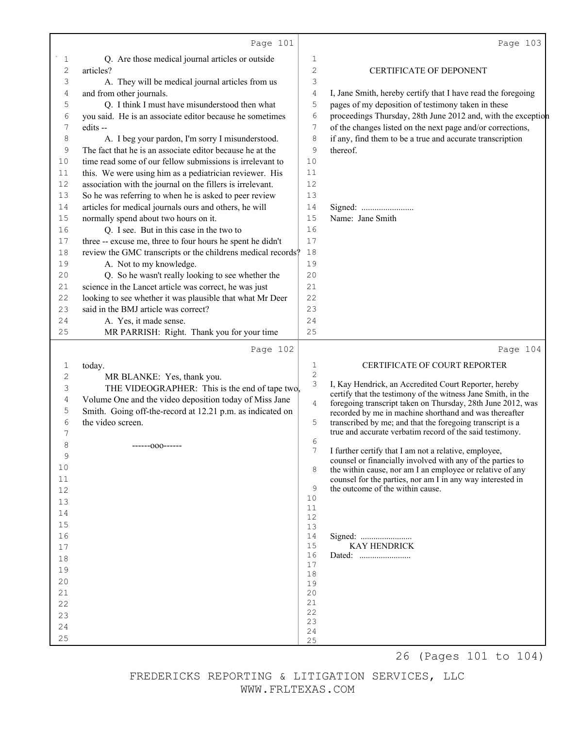Q. Are those medical journal articles or outside articles?

A. They will be medical journal articles from us and from other journals.

Q. I think I must have misunderstood then what you said. He is an associate editor because he sometimes edits --

A. I beg your pardon, I'm sorry I misunderstood. The fact that he is an associate editor because he at the time read some of our fellow submissions is irrelevant to this. We were using him as a pediatrician reviewer. His association with the journal on the fillers is irrelevant. So he was referring to when he is asked to peer review articles for medical journals ours and others, he will normally spend about two hours on it.

Q. I see. But in this case in the two to three -- excuse me, three to four hours he spent he didn't review the GMC transcripts or the childrens medical records?

A. Not to my knowledge.

Q. So he wasn't really looking to see whether the science in the Lancet article was correct, he was just looking to see whether it was plausible that what Mr Deer said in the BMJ article was correct?

A. Yes, it made sense.

MR PARRISH: Right. Thank you for your time today.

MR BLANKE: Yes, thank you.

THE VIDEOGRAPHER: This is the end of tape two, Volume One and the video deposition today of Miss Jane Smith. Going off-the-record at 12.21 p.m. as indicated on the video screen.

------ooo------

## CERTIFICATE OF DEPONENT

I, Jane Smith, hereby certify that I have read the foregoing pages of my deposition of testimony taken in these proceedings Thursday, 28th June 2012 and, with the exception of the changes listed on the next page and/or corrections, if any, find them to be a true and accurate transcription thereof.

Signed: ........................

Name: Jane Smith

## CERTIFICATE OF COURT REPORTER

I, Kay Hendrick, an Accredited Court Reporter, hereby certify that the testimony of the witness Jane Smith, in the foregoing transcript taken on Thursday, 28th June 2012, was recorded by me in machine shorthand and was thereafter transcribed by me; and that the foregoing transcript is a true and accurate verbatim record of the said testimony.

I further certify that I am not a relative, employee, counsel or financially involved with any of the parties to the within cause, nor am I an employee or relative of any counsel for the parties, nor am I in any way interested in the outcome of the within cause.

Signed: ........................

KAY HENDRICK

Dated: ........................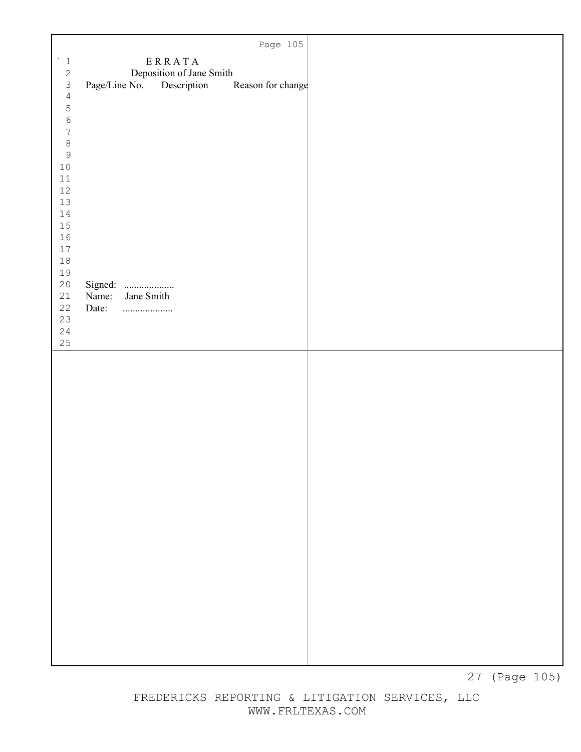# E R R A T A

Deposition of Jane Smith

| Page/Line No. | Description | Reason for change |
| --- | --- | --- |

Signed: ....................

Name: Jane Smith

Date: ....................